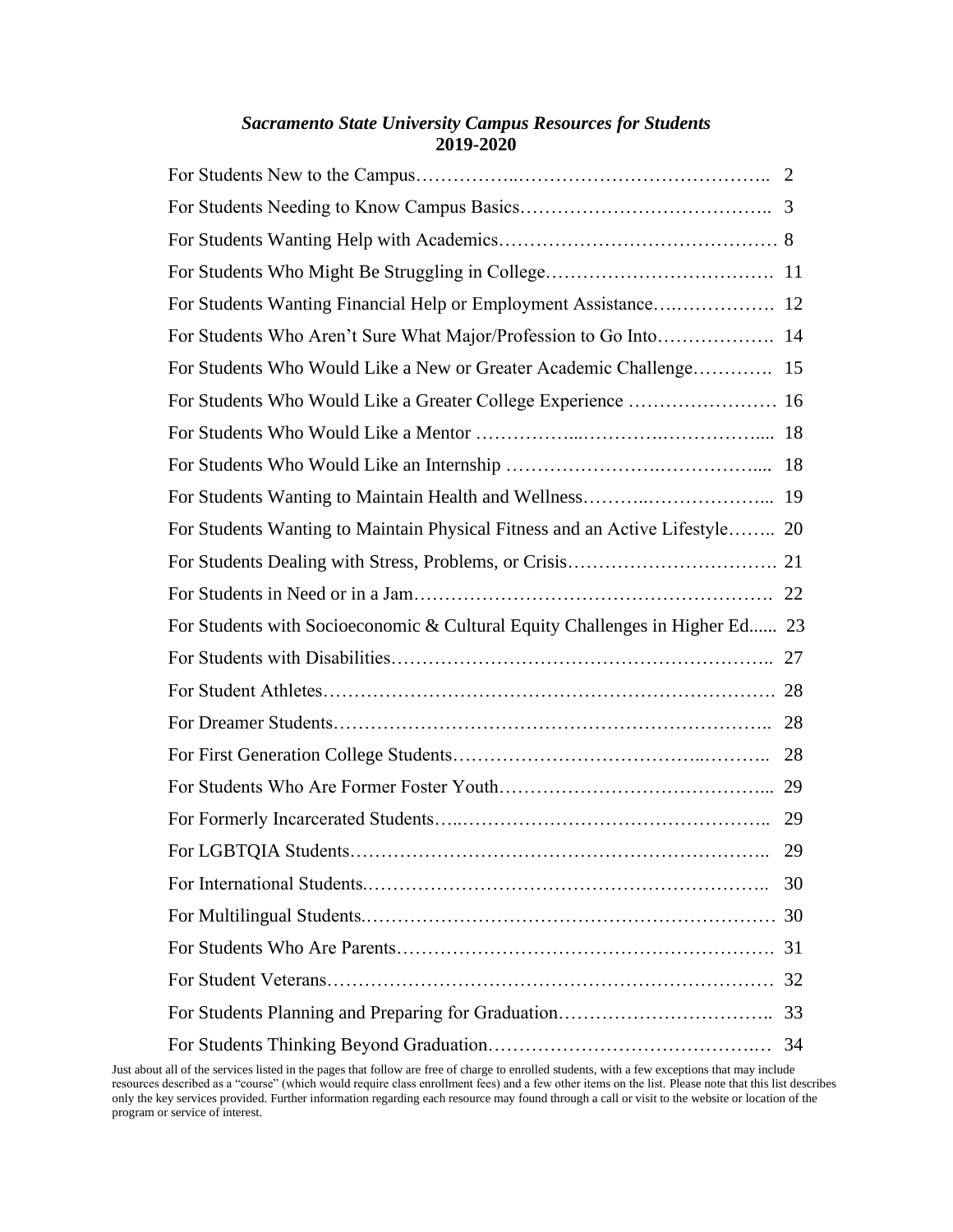# *Sacramento State University Campus Resources for Students*
**2019-2020**

| Section | Page |
|---|---|
| For Students New to the Campus | 2 |
| For Students Needing to Know Campus Basics | 3 |
| For Students Wanting Help with Academics | 8 |
| For Students Who Might Be Struggling in College | 11 |
| For Students Wanting Financial Help or Employment Assistance | 12 |
| For Students Who Aren't Sure What Major/Profession to Go Into | 14 |
| For Students Who Would Like a New or Greater Academic Challenge | 15 |
| For Students Who Would Like a Greater College Experience | 16 |
| For Students Who Would Like a Mentor | 18 |
| For Students Who Would Like an Internship | 18 |
| For Students Wanting to Maintain Health and Wellness | 19 |
| For Students Wanting to Maintain Physical Fitness and an Active Lifestyle | 20 |
| For Students Dealing with Stress, Problems, or Crisis | 21 |
| For Students in Need or in a Jam | 22 |
| For Students with Socioeconomic & Cultural Equity Challenges in Higher Ed | 23 |
| For Students with Disabilities | 27 |
| For Student Athletes | 28 |
| For Dreamer Students | 28 |
| For First Generation College Students | 28 |
| For Students Who Are Former Foster Youth | 29 |
| For Formerly Incarcerated Students | 29 |
| For LGBTQIA Students | 29 |
| For International Students | 30 |
| For Multilingual Students | 30 |
| For Students Who Are Parents | 31 |
| For Student Veterans | 32 |
| For Students Planning and Preparing for Graduation | 33 |
| For Students Thinking Beyond Graduation | 34 |

Just about all of the services listed in the pages that follow are free of charge to enrolled students, with a few exceptions that may include resources described as a "course" (which would require class enrollment fees) and a few other items on the list. Please note that this list describes only the key services provided. Further information regarding each resource may found through a call or visit to the website or location of the program or service of interest.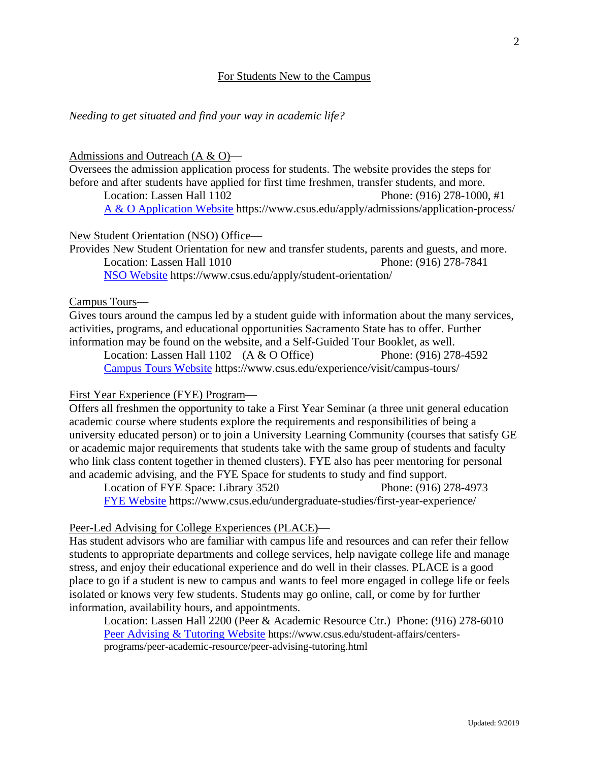## For Students New to the Campus

*Needing to get situated and find your way in academic life?*

Admissions and Outreach (A & O)—

Oversees the admission application process for students. The website provides the steps for before and after students have applied for first time freshmen, transfer students, and more.

Location: Lassen Hall 1102 Phone: (916) 278-1000, #1

[A & O Application Website](https://www.csus.edu/apply/admissions/application-process/) https://www.csus.edu/apply/admissions/application-process/

New Student Orientation (NSO) Office—

Provides New Student Orientation for new and transfer students, parents and guests, and more.

Location: Lassen Hall 1010 Phone: (916) 278-7841

[NSO Website](https://www.csus.edu/apply/student-orientation/) https://www.csus.edu/apply/student-orientation/

Campus Tours—

Gives tours around the campus led by a student guide with information about the many services, activities, programs, and educational opportunities Sacramento State has to offer. Further information may be found on the website, and a Self-Guided Tour Booklet, as well.

Location: Lassen Hall 1102 (A & O Office) Phone: (916) 278-4592

[Campus Tours Website](https://www.csus.edu/experience/visit/campus-tours/) https://www.csus.edu/experience/visit/campus-tours/

First Year Experience (FYE) Program—

Offers all freshmen the opportunity to take a First Year Seminar (a three unit general education academic course where students explore the requirements and responsibilities of being a university educated person) or to join a University Learning Community (courses that satisfy GE or academic major requirements that students take with the same group of students and faculty who link class content together in themed clusters). FYE also has peer mentoring for personal and academic advising, and the FYE Space for students to study and find support.

Location of FYE Space: Library 3520 Phone: (916) 278-4973

[FYE Website](https://www.csus.edu/undergraduate-studies/first-year-experience/) https://www.csus.edu/undergraduate-studies/first-year-experience/

Peer-Led Advising for College Experiences (PLACE)—

Has student advisors who are familiar with campus life and resources and can refer their fellow students to appropriate departments and college services, help navigate college life and manage stress, and enjoy their educational experience and do well in their classes. PLACE is a good place to go if a student is new to campus and wants to feel more engaged in college life or feels isolated or knows very few students. Students may go online, call, or come by for further information, availability hours, and appointments.

Location: Lassen Hall 2200 (Peer & Academic Resource Ctr.) Phone: (916) 278-6010

[Peer Advising & Tutoring Website](https://www.csus.edu/student-affairs/centers-programs/peer-academic-resource/peer-advising-tutoring.html) https://www.csus.edu/student-affairs/centers-programs/peer-academic-resource/peer-advising-tutoring.html

Updated: 9/2019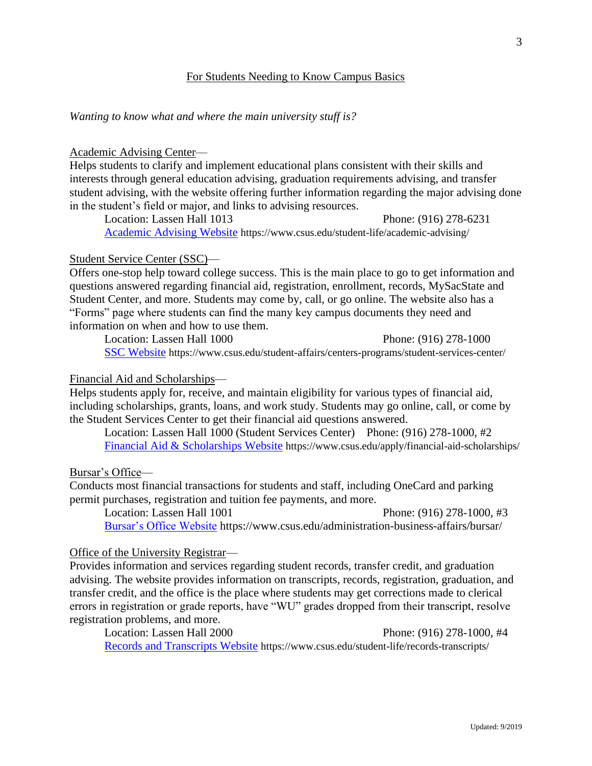## For Students Needing to Know Campus Basics

*Wanting to know what and where the main university stuff is?*

Academic Advising Center—
Helps students to clarify and implement educational plans consistent with their skills and interests through general education advising, graduation requirements advising, and transfer student advising, with the website offering further information regarding the major advising done in the student's field or major, and links to advising resources.

Location: Lassen Hall 1013 Phone: (916) 278-6231
[Academic Advising Website](https://www.csus.edu/student-life/academic-advising/) https://www.csus.edu/student-life/academic-advising/

Student Service Center (SSC)—
Offers one-stop help toward college success. This is the main place to go to get information and questions answered regarding financial aid, registration, enrollment, records, MySacState and Student Center, and more. Students may come by, call, or go online. The website also has a "Forms" page where students can find the many key campus documents they need and information on when and how to use them.

Location: Lassen Hall 1000 Phone: (916) 278-1000
[SSC Website](https://www.csus.edu/student-affairs/centers-programs/student-services-center/) https://www.csus.edu/student-affairs/centers-programs/student-services-center/

Financial Aid and Scholarships—
Helps students apply for, receive, and maintain eligibility for various types of financial aid, including scholarships, grants, loans, and work study. Students may go online, call, or come by the Student Services Center to get their financial aid questions answered.

Location: Lassen Hall 1000 (Student Services Center) Phone: (916) 278-1000, #2
[Financial Aid & Scholarships Website](https://www.csus.edu/apply/financial-aid-scholarships/) https://www.csus.edu/apply/financial-aid-scholarships/

Bursar's Office—
Conducts most financial transactions for students and staff, including OneCard and parking permit purchases, registration and tuition fee payments, and more.

Location: Lassen Hall 1001 Phone: (916) 278-1000, #3
[Bursar's Office Website](https://www.csus.edu/administration-business-affairs/bursar/) https://www.csus.edu/administration-business-affairs/bursar/

Office of the University Registrar—
Provides information and services regarding student records, transfer credit, and graduation advising. The website provides information on transcripts, records, registration, graduation, and transfer credit, and the office is the place where students may get corrections made to clerical errors in registration or grade reports, have "WU" grades dropped from their transcript, resolve registration problems, and more.

Location: Lassen Hall 2000 Phone: (916) 278-1000, #4
[Records and Transcripts Website](https://www.csus.edu/student-life/records-transcripts/) https://www.csus.edu/student-life/records-transcripts/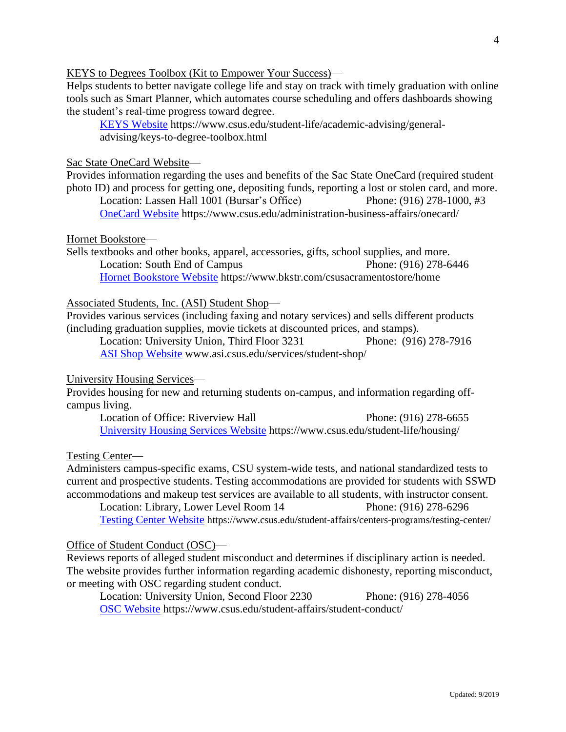KEYS to Degrees Toolbox (Kit to Empower Your Success)—

Helps students to better navigate college life and stay on track with timely graduation with online tools such as Smart Planner, which automates course scheduling and offers dashboards showing the student's real-time progress toward degree.

[KEYS Website](https://www.csus.edu/student-life/academic-advising/general-advising/keys-to-degree-toolbox.html) https://www.csus.edu/student-life/academic-advising/general-advising/keys-to-degree-toolbox.html

Sac State OneCard Website—

Provides information regarding the uses and benefits of the Sac State OneCard (required student photo ID) and process for getting one, depositing funds, reporting a lost or stolen card, and more.

Location: Lassen Hall 1001 (Bursar's Office) Phone: (916) 278-1000, #3

[OneCard Website](https://www.csus.edu/administration-business-affairs/onecard/) https://www.csus.edu/administration-business-affairs/onecard/

Hornet Bookstore—

Sells textbooks and other books, apparel, accessories, gifts, school supplies, and more.

Location: South End of Campus Phone: (916) 278-6446

[Hornet Bookstore Website](https://www.bkstr.com/csusacramentostore/home) https://www.bkstr.com/csusacramentostore/home

Associated Students, Inc. (ASI) Student Shop—

Provides various services (including faxing and notary services) and sells different products (including graduation supplies, movie tickets at discounted prices, and stamps).

Location: University Union, Third Floor 3231 Phone: (916) 278-7916

[ASI Shop Website](www.asi.csus.edu/services/student-shop/) www.asi.csus.edu/services/student-shop/

University Housing Services—

Provides housing for new and returning students on-campus, and information regarding off-campus living.

Location of Office: Riverview Hall Phone: (916) 278-6655

[University Housing Services Website](https://www.csus.edu/student-life/housing/) https://www.csus.edu/student-life/housing/

Testing Center—

Administers campus-specific exams, CSU system-wide tests, and national standardized tests to current and prospective students. Testing accommodations are provided for students with SSWD accommodations and makeup test services are available to all students, with instructor consent.

Location: Library, Lower Level Room 14 Phone: (916) 278-6296

[Testing Center Website](https://www.csus.edu/student-affairs/centers-programs/testing-center/) https://www.csus.edu/student-affairs/centers-programs/testing-center/

Office of Student Conduct (OSC)—

Reviews reports of alleged student misconduct and determines if disciplinary action is needed. The website provides further information regarding academic dishonesty, reporting misconduct, or meeting with OSC regarding student conduct.

Location: University Union, Second Floor 2230 Phone: (916) 278-4056

[OSC Website](https://www.csus.edu/student-affairs/student-conduct/) https://www.csus.edu/student-affairs/student-conduct/

Updated: 9/2019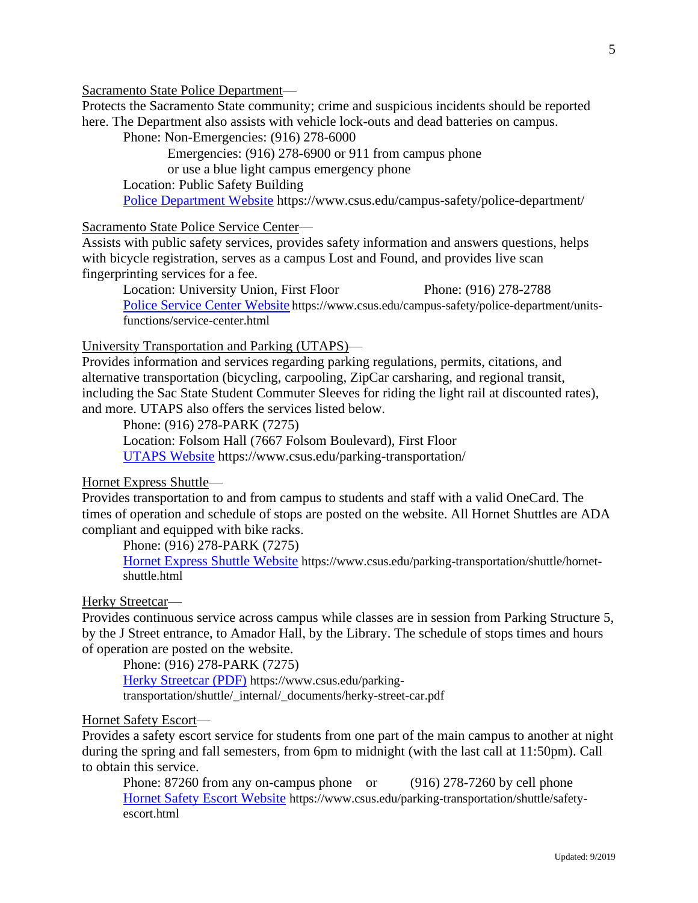Sacramento State Police Department—

Protects the Sacramento State community; crime and suspicious incidents should be reported here. The Department also assists with vehicle lock-outs and dead batteries on campus.

Phone: Non-Emergencies: (916) 278-6000
Emergencies: (916) 278-6900 or 911 from campus phone
or use a blue light campus emergency phone
Location: Public Safety Building
[Police Department Website](https://www.csus.edu/campus-safety/police-department/) https://www.csus.edu/campus-safety/police-department/

Sacramento State Police Service Center—

Assists with public safety services, provides safety information and answers questions, helps with bicycle registration, serves as a campus Lost and Found, and provides live scan fingerprinting services for a fee.

Location: University Union, First Floor    Phone: (916) 278-2788
[Police Service Center Website](https://www.csus.edu/campus-safety/police-department/units-functions/service-center.html) https://www.csus.edu/campus-safety/police-department/units-functions/service-center.html

University Transportation and Parking (UTAPS)—

Provides information and services regarding parking regulations, permits, citations, and alternative transportation (bicycling, carpooling, ZipCar carsharing, and regional transit, including the Sac State Student Commuter Sleeves for riding the light rail at discounted rates), and more. UTAPS also offers the services listed below.

Phone: (916) 278-PARK (7275)
Location: Folsom Hall (7667 Folsom Boulevard), First Floor
[UTAPS Website](https://www.csus.edu/parking-transportation/) https://www.csus.edu/parking-transportation/

Hornet Express Shuttle—

Provides transportation to and from campus to students and staff with a valid OneCard. The times of operation and schedule of stops are posted on the website. All Hornet Shuttles are ADA compliant and equipped with bike racks.

Phone: (916) 278-PARK (7275)
[Hornet Express Shuttle Website](https://www.csus.edu/parking-transportation/shuttle/hornet-shuttle.html) https://www.csus.edu/parking-transportation/shuttle/hornet-shuttle.html

Herky Streetcar—

Provides continuous service across campus while classes are in session from Parking Structure 5, by the J Street entrance, to Amador Hall, by the Library. The schedule of stops times and hours of operation are posted on the website.

Phone: (916) 278-PARK (7275)
[Herky Streetcar (PDF)](https://www.csus.edu/parking-transportation/shuttle/_internal/_documents/herky-street-car.pdf) https://www.csus.edu/parking-transportation/shuttle/_internal/_documents/herky-street-car.pdf

Hornet Safety Escort—

Provides a safety escort service for students from one part of the main campus to another at night during the spring and fall semesters, from 6pm to midnight (with the last call at 11:50pm). Call to obtain this service.

Phone: 87260 from any on-campus phone or (916) 278-7260 by cell phone
[Hornet Safety Escort Website](https://www.csus.edu/parking-transportation/shuttle/safety-escort.html) https://www.csus.edu/parking-transportation/shuttle/safety-escort.html

Updated: 9/2019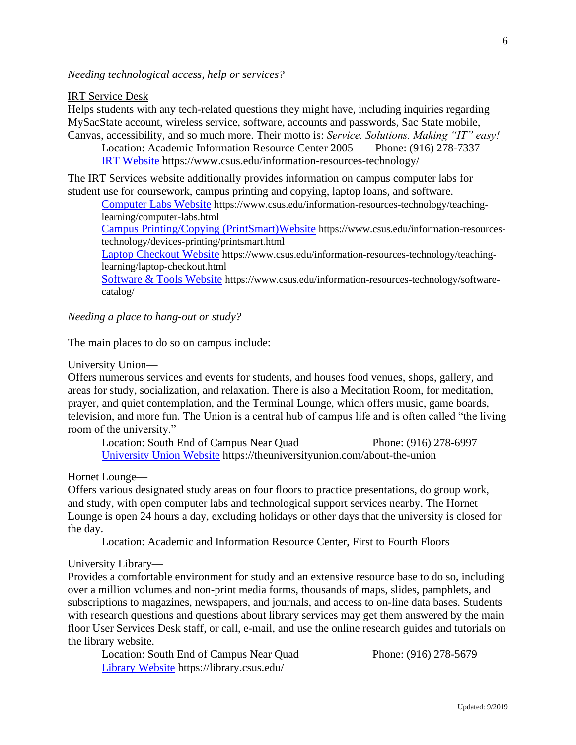*Needing technological access, help or services?*

IRT Service Desk—
Helps students with any tech-related questions they might have, including inquiries regarding MySacState account, wireless service, software, accounts and passwords, Sac State mobile, Canvas, accessibility, and so much more. Their motto is: *Service. Solutions. Making "IT" easy!*

Location: Academic Information Resource Center 2005 Phone: (916) 278-7337
[IRT Website](https://www.csus.edu/information-resources-technology/) https://www.csus.edu/information-resources-technology/

The IRT Services website additionally provides information on campus computer labs for student use for coursework, campus printing and copying, laptop loans, and software.

[Computer Labs Website](https://www.csus.edu/information-resources-technology/teaching-learning/computer-labs.html) https://www.csus.edu/information-resources-technology/teaching-learning/computer-labs.html
[Campus Printing/Copying (PrintSmart)Website](https://www.csus.edu/information-resources-technology/devices-printing/printsmart.html) https://www.csus.edu/information-resources-technology/devices-printing/printsmart.html
[Laptop Checkout Website](https://www.csus.edu/information-resources-technology/teaching-learning/laptop-checkout.html) https://www.csus.edu/information-resources-technology/teaching-learning/laptop-checkout.html
[Software & Tools Website](https://www.csus.edu/information-resources-technology/software-catalog/) https://www.csus.edu/information-resources-technology/software-catalog/

*Needing a place to hang-out or study?*

The main places to do so on campus include:

University Union—
Offers numerous services and events for students, and houses food venues, shops, gallery, and areas for study, socialization, and relaxation. There is also a Meditation Room, for meditation, prayer, and quiet contemplation, and the Terminal Lounge, which offers music, game boards, television, and more fun. The Union is a central hub of campus life and is often called "the living room of the university."

Location: South End of Campus Near Quad Phone: (916) 278-6997
[University Union Website](https://theuniversityunion.com/about-the-union) https://theuniversityunion.com/about-the-union

Hornet Lounge—
Offers various designated study areas on four floors to practice presentations, do group work, and study, with open computer labs and technological support services nearby. The Hornet Lounge is open 24 hours a day, excluding holidays or other days that the university is closed for the day.

Location: Academic and Information Resource Center, First to Fourth Floors

University Library—
Provides a comfortable environment for study and an extensive resource base to do so, including over a million volumes and non-print media forms, thousands of maps, slides, pamphlets, and subscriptions to magazines, newspapers, and journals, and access to on-line data bases. Students with research questions and questions about library services may get them answered by the main floor User Services Desk staff, or call, e-mail, and use the online research guides and tutorials on the library website.

Location: South End of Campus Near Quad Phone: (916) 278-5679
[Library Website](https://library.csus.edu/) https://library.csus.edu/

Updated: 9/2019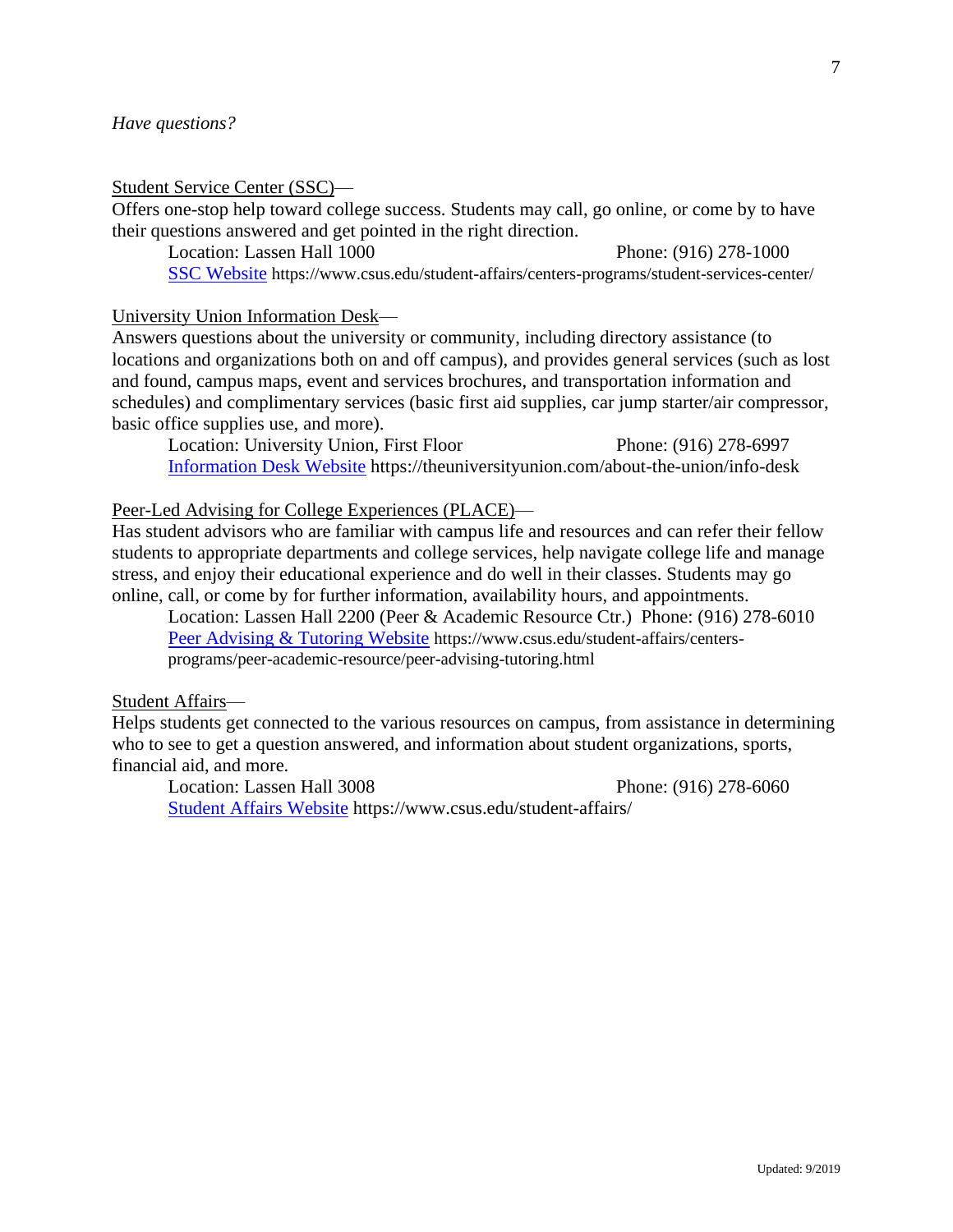*Have questions?*

Student Service Center (SSC)—

Offers one-stop help toward college success. Students may call, go online, or come by to have their questions answered and get pointed in the right direction.

Location: Lassen Hall 1000 Phone: (916) 278-1000

[SSC Website](https://www.csus.edu/student-affairs/centers-programs/student-services-center/) https://www.csus.edu/student-affairs/centers-programs/student-services-center/

University Union Information Desk—

Answers questions about the university or community, including directory assistance (to locations and organizations both on and off campus), and provides general services (such as lost and found, campus maps, event and services brochures, and transportation information and schedules) and complimentary services (basic first aid supplies, car jump starter/air compressor, basic office supplies use, and more).

Location: University Union, First Floor Phone: (916) 278-6997

[Information Desk Website](https://theuniversityunion.com/about-the-union/info-desk) https://theuniversityunion.com/about-the-union/info-desk

Peer-Led Advising for College Experiences (PLACE)—

Has student advisors who are familiar with campus life and resources and can refer their fellow students to appropriate departments and college services, help navigate college life and manage stress, and enjoy their educational experience and do well in their classes. Students may go online, call, or come by for further information, availability hours, and appointments.

Location: Lassen Hall 2200 (Peer & Academic Resource Ctr.) Phone: (916) 278-6010

[Peer Advising & Tutoring Website](https://www.csus.edu/student-affairs/centers-programs/peer-academic-resource/peer-advising-tutoring.html) https://www.csus.edu/student-affairs/centers-programs/peer-academic-resource/peer-advising-tutoring.html

Student Affairs—

Helps students get connected to the various resources on campus, from assistance in determining who to see to get a question answered, and information about student organizations, sports, financial aid, and more.

Location: Lassen Hall 3008 Phone: (916) 278-6060

[Student Affairs Website](https://www.csus.edu/student-affairs/) https://www.csus.edu/student-affairs/

Updated: 9/2019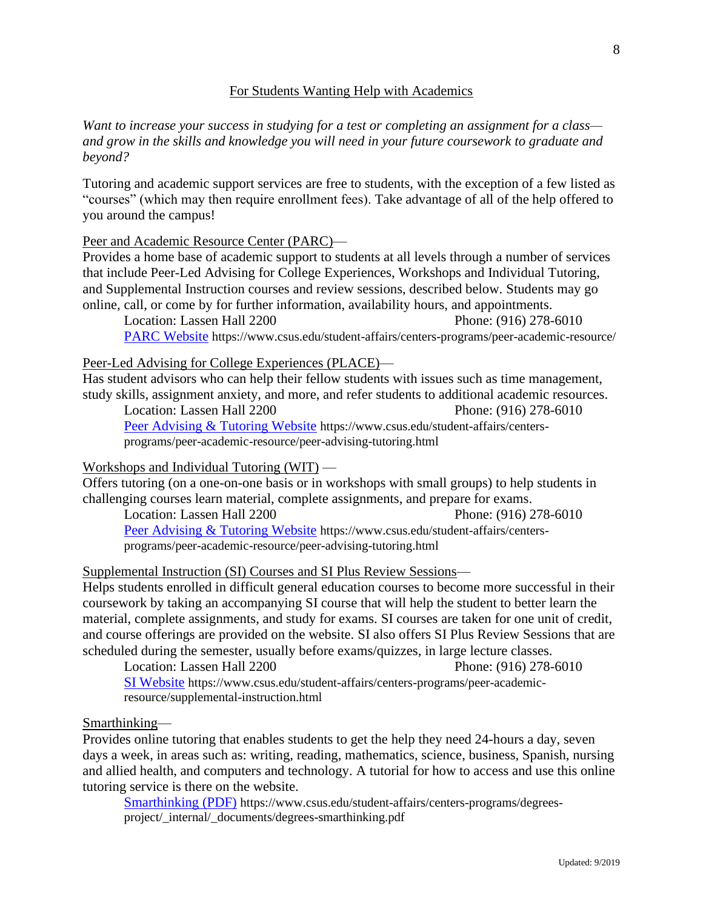## For Students Wanting Help with Academics

*Want to increase your success in studying for a test or completing an assignment for a class—and grow in the skills and knowledge you will need in your future coursework to graduate and beyond?*

Tutoring and academic support services are free to students, with the exception of a few listed as "courses" (which may then require enrollment fees). Take advantage of all of the help offered to you around the campus!

### Peer and Academic Resource Center (PARC)—

Provides a home base of academic support to students at all levels through a number of services that include Peer-Led Advising for College Experiences, Workshops and Individual Tutoring, and Supplemental Instruction courses and review sessions, described below. Students may go online, call, or come by for further information, availability hours, and appointments.

Location: Lassen Hall 2200 Phone: (916) 278-6010

[PARC Website](https://www.csus.edu/student-affairs/centers-programs/peer-academic-resource/) https://www.csus.edu/student-affairs/centers-programs/peer-academic-resource/

### Peer-Led Advising for College Experiences (PLACE)—

Has student advisors who can help their fellow students with issues such as time management, study skills, assignment anxiety, and more, and refer students to additional academic resources.

Location: Lassen Hall 2200 Phone: (916) 278-6010

[Peer Advising & Tutoring Website](https://www.csus.edu/student-affairs/centers-programs/peer-academic-resource/peer-advising-tutoring.html) https://www.csus.edu/student-affairs/centers-programs/peer-academic-resource/peer-advising-tutoring.html

### Workshops and Individual Tutoring (WIT) —

Offers tutoring (on a one-on-one basis or in workshops with small groups) to help students in challenging courses learn material, complete assignments, and prepare for exams.

Location: Lassen Hall 2200 Phone: (916) 278-6010

[Peer Advising & Tutoring Website](https://www.csus.edu/student-affairs/centers-programs/peer-academic-resource/peer-advising-tutoring.html) https://www.csus.edu/student-affairs/centers-programs/peer-academic-resource/peer-advising-tutoring.html

### Supplemental Instruction (SI) Courses and SI Plus Review Sessions—

Helps students enrolled in difficult general education courses to become more successful in their coursework by taking an accompanying SI course that will help the student to better learn the material, complete assignments, and study for exams. SI courses are taken for one unit of credit, and course offerings are provided on the website. SI also offers SI Plus Review Sessions that are scheduled during the semester, usually before exams/quizzes, in large lecture classes.

Location: Lassen Hall 2200 Phone: (916) 278-6010

[SI Website](https://www.csus.edu/student-affairs/centers-programs/peer-academic-resource/supplemental-instruction.html) https://www.csus.edu/student-affairs/centers-programs/peer-academic-resource/supplemental-instruction.html

### Smarthinking—

Provides online tutoring that enables students to get the help they need 24-hours a day, seven days a week, in areas such as: writing, reading, mathematics, science, business, Spanish, nursing and allied health, and computers and technology. A tutorial for how to access and use this online tutoring service is there on the website.

[Smarthinking (PDF)](https://www.csus.edu/student-affairs/centers-programs/degrees-project/_internal/_documents/degrees-smarthinking.pdf) https://www.csus.edu/student-affairs/centers-programs/degrees-project/_internal/_documents/degrees-smarthinking.pdf

Updated: 9/2019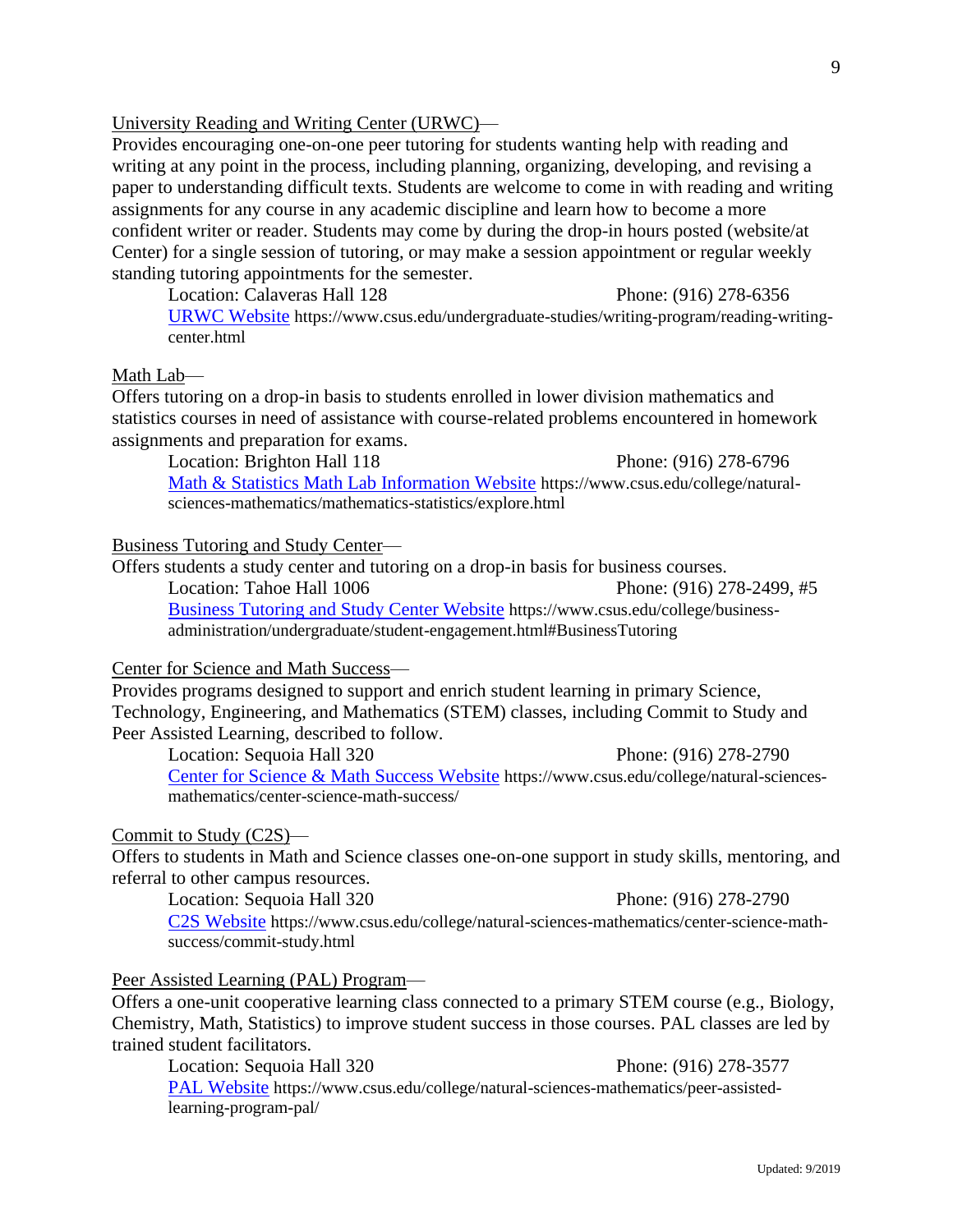University Reading and Writing Center (URWC)—

Provides encouraging one-on-one peer tutoring for students wanting help with reading and writing at any point in the process, including planning, organizing, developing, and revising a paper to understanding difficult texts. Students are welcome to come in with reading and writing assignments for any course in any academic discipline and learn how to become a more confident writer or reader. Students may come by during the drop-in hours posted (website/at Center) for a single session of tutoring, or may make a session appointment or regular weekly standing tutoring appointments for the semester.

Location: Calaveras Hall 128 Phone: (916) 278-6356

[URWC Website](https://www.csus.edu/undergraduate-studies/writing-program/reading-writing-center.html) https://www.csus.edu/undergraduate-studies/writing-program/reading-writing-center.html

Math Lab—

Offers tutoring on a drop-in basis to students enrolled in lower division mathematics and statistics courses in need of assistance with course-related problems encountered in homework assignments and preparation for exams.

Location: Brighton Hall 118 Phone: (916) 278-6796

[Math & Statistics Math Lab Information Website](https://www.csus.edu/college/natural-sciences-mathematics/mathematics-statistics/explore.html) https://www.csus.edu/college/natural-sciences-mathematics/mathematics-statistics/explore.html

Business Tutoring and Study Center—

Offers students a study center and tutoring on a drop-in basis for business courses.

Location: Tahoe Hall 1006 Phone: (916) 278-2499, #5

[Business Tutoring and Study Center Website](https://www.csus.edu/college/business-administration/undergraduate/student-engagement.html#BusinessTutoring) https://www.csus.edu/college/business-administration/undergraduate/student-engagement.html#BusinessTutoring

Center for Science and Math Success—

Provides programs designed to support and enrich student learning in primary Science, Technology, Engineering, and Mathematics (STEM) classes, including Commit to Study and Peer Assisted Learning, described to follow.

Location: Sequoia Hall 320 Phone: (916) 278-2790

[Center for Science & Math Success Website](https://www.csus.edu/college/natural-sciences-mathematics/center-science-math-success/) https://www.csus.edu/college/natural-sciences-mathematics/center-science-math-success/

Commit to Study (C2S)—

Offers to students in Math and Science classes one-on-one support in study skills, mentoring, and referral to other campus resources.

Location: Sequoia Hall 320 Phone: (916) 278-2790

[C2S Website](https://www.csus.edu/college/natural-sciences-mathematics/center-science-math-success/commit-study.html) https://www.csus.edu/college/natural-sciences-mathematics/center-science-math-success/commit-study.html

Peer Assisted Learning (PAL) Program—

Offers a one-unit cooperative learning class connected to a primary STEM course (e.g., Biology, Chemistry, Math, Statistics) to improve student success in those courses. PAL classes are led by trained student facilitators.

Location: Sequoia Hall 320 Phone: (916) 278-3577

[PAL Website](https://www.csus.edu/college/natural-sciences-mathematics/peer-assisted-learning-program-pal/) https://www.csus.edu/college/natural-sciences-mathematics/peer-assisted-learning-program-pal/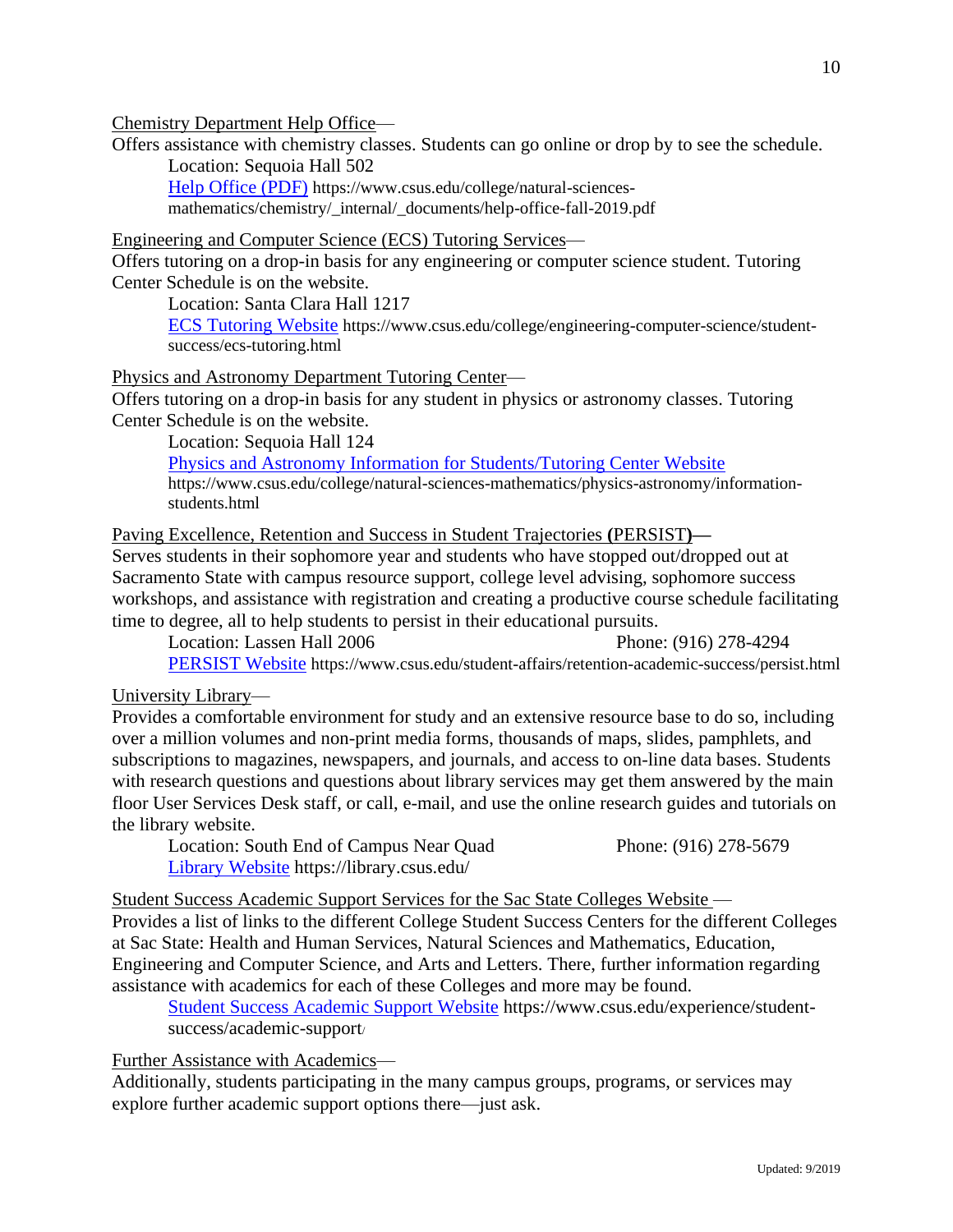Chemistry Department Help Office—

Offers assistance with chemistry classes. Students can go online or drop by to see the schedule.

Location: Sequoia Hall 502

Help Office (PDF) https://www.csus.edu/college/natural-sciences-mathematics/chemistry/_internal/_documents/help-office-fall-2019.pdf

Engineering and Computer Science (ECS) Tutoring Services—

Offers tutoring on a drop-in basis for any engineering or computer science student. Tutoring Center Schedule is on the website.

Location: Santa Clara Hall 1217

ECS Tutoring Website https://www.csus.edu/college/engineering-computer-science/student-success/ecs-tutoring.html

Physics and Astronomy Department Tutoring Center—

Offers tutoring on a drop-in basis for any student in physics or astronomy classes. Tutoring Center Schedule is on the website.

Location: Sequoia Hall 124

Physics and Astronomy Information for Students/Tutoring Center Website https://www.csus.edu/college/natural-sciences-mathematics/physics-astronomy/information-students.html

Paving Excellence, Retention and Success in Student Trajectories **(**PERSIST**)—**

Serves students in their sophomore year and students who have stopped out/dropped out at Sacramento State with campus resource support, college level advising, sophomore success workshops, and assistance with registration and creating a productive course schedule facilitating time to degree, all to help students to persist in their educational pursuits.

Location: Lassen Hall 2006 Phone: (916) 278-4294

PERSIST Website https://www.csus.edu/student-affairs/retention-academic-success/persist.html

University Library—

Provides a comfortable environment for study and an extensive resource base to do so, including over a million volumes and non-print media forms, thousands of maps, slides, pamphlets, and subscriptions to magazines, newspapers, and journals, and access to on-line data bases. Students with research questions and questions about library services may get them answered by the main floor User Services Desk staff, or call, e-mail, and use the online research guides and tutorials on the library website.

Location: South End of Campus Near Quad Phone: (916) 278-5679

Library Website https://library.csus.edu/

Student Success Academic Support Services for the Sac State Colleges Website —

Provides a list of links to the different College Student Success Centers for the different Colleges at Sac State: Health and Human Services, Natural Sciences and Mathematics, Education, Engineering and Computer Science, and Arts and Letters. There, further information regarding assistance with academics for each of these Colleges and more may be found.

Student Success Academic Support Website https://www.csus.edu/experience/student-success/academic-support/

Further Assistance with Academics—

Additionally, students participating in the many campus groups, programs, or services may explore further academic support options there—just ask.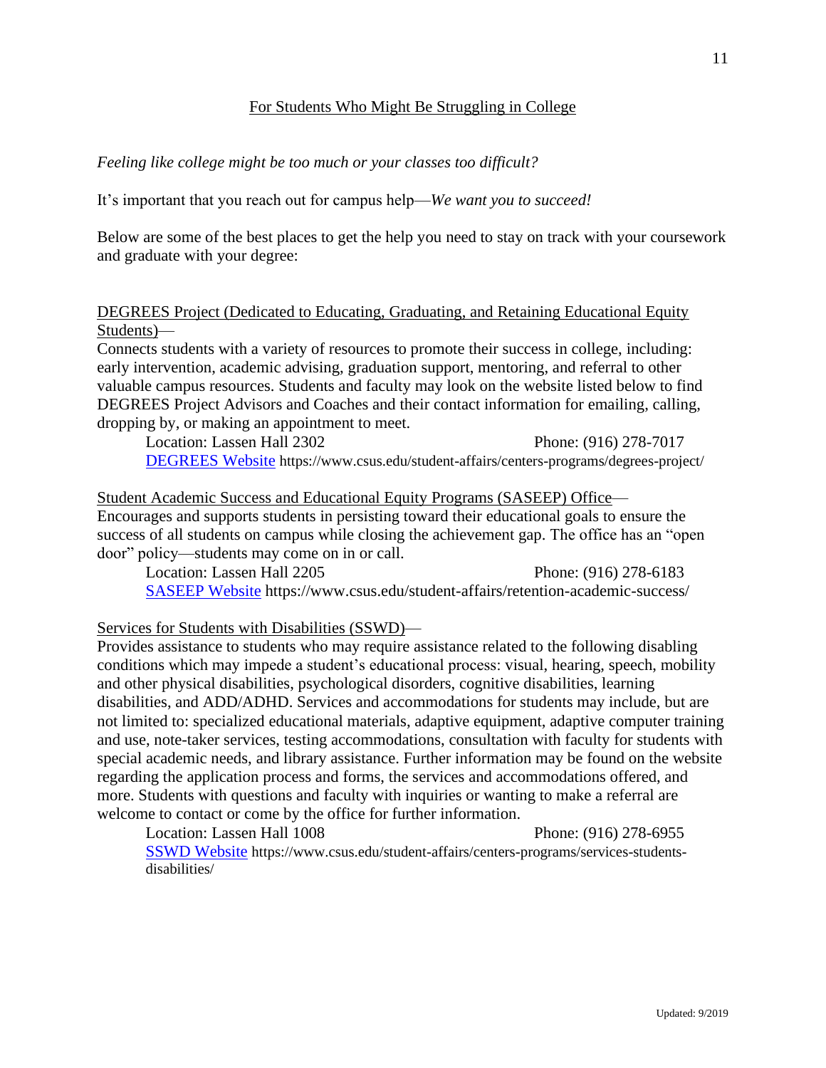## For Students Who Might Be Struggling in College

*Feeling like college might be too much or your classes too difficult?*

It's important that you reach out for campus help—*We want you to succeed!*

Below are some of the best places to get the help you need to stay on track with your coursework and graduate with your degree:

### DEGREES Project (Dedicated to Educating, Graduating, and Retaining Educational Equity Students)—

Connects students with a variety of resources to promote their success in college, including: early intervention, academic advising, graduation support, mentoring, and referral to other valuable campus resources. Students and faculty may look on the website listed below to find DEGREES Project Advisors and Coaches and their contact information for emailing, calling, dropping by, or making an appointment to meet.

Location: Lassen Hall 2302 Phone: (916) 278-7017
[DEGREES Website](https://www.csus.edu/student-affairs/centers-programs/degrees-project/) https://www.csus.edu/student-affairs/centers-programs/degrees-project/

### Student Academic Success and Educational Equity Programs (SASEEP) Office—

Encourages and supports students in persisting toward their educational goals to ensure the success of all students on campus while closing the achievement gap. The office has an "open door" policy—students may come on in or call.

Location: Lassen Hall 2205 Phone: (916) 278-6183
[SASEEP Website](https://www.csus.edu/student-affairs/retention-academic-success/) https://www.csus.edu/student-affairs/retention-academic-success/

### Services for Students with Disabilities (SSWD)—

Provides assistance to students who may require assistance related to the following disabling conditions which may impede a student's educational process: visual, hearing, speech, mobility and other physical disabilities, psychological disorders, cognitive disabilities, learning disabilities, and ADD/ADHD. Services and accommodations for students may include, but are not limited to: specialized educational materials, adaptive equipment, adaptive computer training and use, note-taker services, testing accommodations, consultation with faculty for students with special academic needs, and library assistance. Further information may be found on the website regarding the application process and forms, the services and accommodations offered, and more. Students with questions and faculty with inquiries or wanting to make a referral are welcome to contact or come by the office for further information.

Location: Lassen Hall 1008 Phone: (916) 278-6955
[SSWD Website](https://www.csus.edu/student-affairs/centers-programs/services-students-disabilities/) https://www.csus.edu/student-affairs/centers-programs/services-students-disabilities/

Updated: 9/2019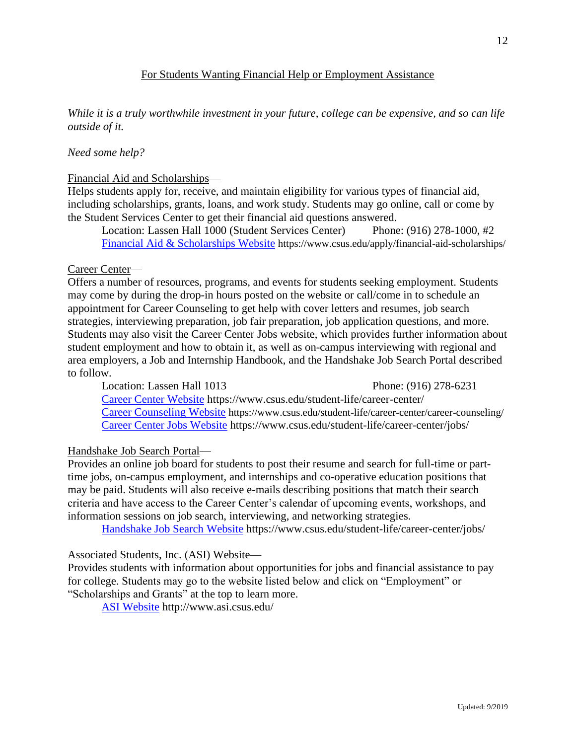## For Students Wanting Financial Help or Employment Assistance

*While it is a truly worthwhile investment in your future, college can be expensive, and so can life outside of it.*

*Need some help?*

Financial Aid and Scholarships—
Helps students apply for, receive, and maintain eligibility for various types of financial aid, including scholarships, grants, loans, and work study. Students may go online, call or come by the Student Services Center to get their financial aid questions answered.

Location: Lassen Hall 1000 (Student Services Center) Phone: (916) 278-1000, #2
[Financial Aid & Scholarships Website](https://www.csus.edu/apply/financial-aid-scholarships/) https://www.csus.edu/apply/financial-aid-scholarships/

Career Center—
Offers a number of resources, programs, and events for students seeking employment. Students may come by during the drop-in hours posted on the website or call/come in to schedule an appointment for Career Counseling to get help with cover letters and resumes, job search strategies, interviewing preparation, job fair preparation, job application questions, and more. Students may also visit the Career Center Jobs website, which provides further information about student employment and how to obtain it, as well as on-campus interviewing with regional and area employers, a Job and Internship Handbook, and the Handshake Job Search Portal described to follow.

Location: Lassen Hall 1013 Phone: (916) 278-6231
[Career Center Website](https://www.csus.edu/student-life/career-center/) https://www.csus.edu/student-life/career-center/
[Career Counseling Website](https://www.csus.edu/student-life/career-center/career-counseling/) https://www.csus.edu/student-life/career-center/career-counseling/
[Career Center Jobs Website](https://www.csus.edu/student-life/career-center/jobs/) https://www.csus.edu/student-life/career-center/jobs/

Handshake Job Search Portal—
Provides an online job board for students to post their resume and search for full-time or part-time jobs, on-campus employment, and internships and co-operative education positions that may be paid. Students will also receive e-mails describing positions that match their search criteria and have access to the Career Center's calendar of upcoming events, workshops, and information sessions on job search, interviewing, and networking strategies.

[Handshake Job Search Website](https://www.csus.edu/student-life/career-center/jobs/) https://www.csus.edu/student-life/career-center/jobs/

Associated Students, Inc. (ASI) Website—
Provides students with information about opportunities for jobs and financial assistance to pay for college. Students may go to the website listed below and click on "Employment" or "Scholarships and Grants" at the top to learn more.

[ASI Website](http://www.asi.csus.edu/) http://www.asi.csus.edu/

Updated: 9/2019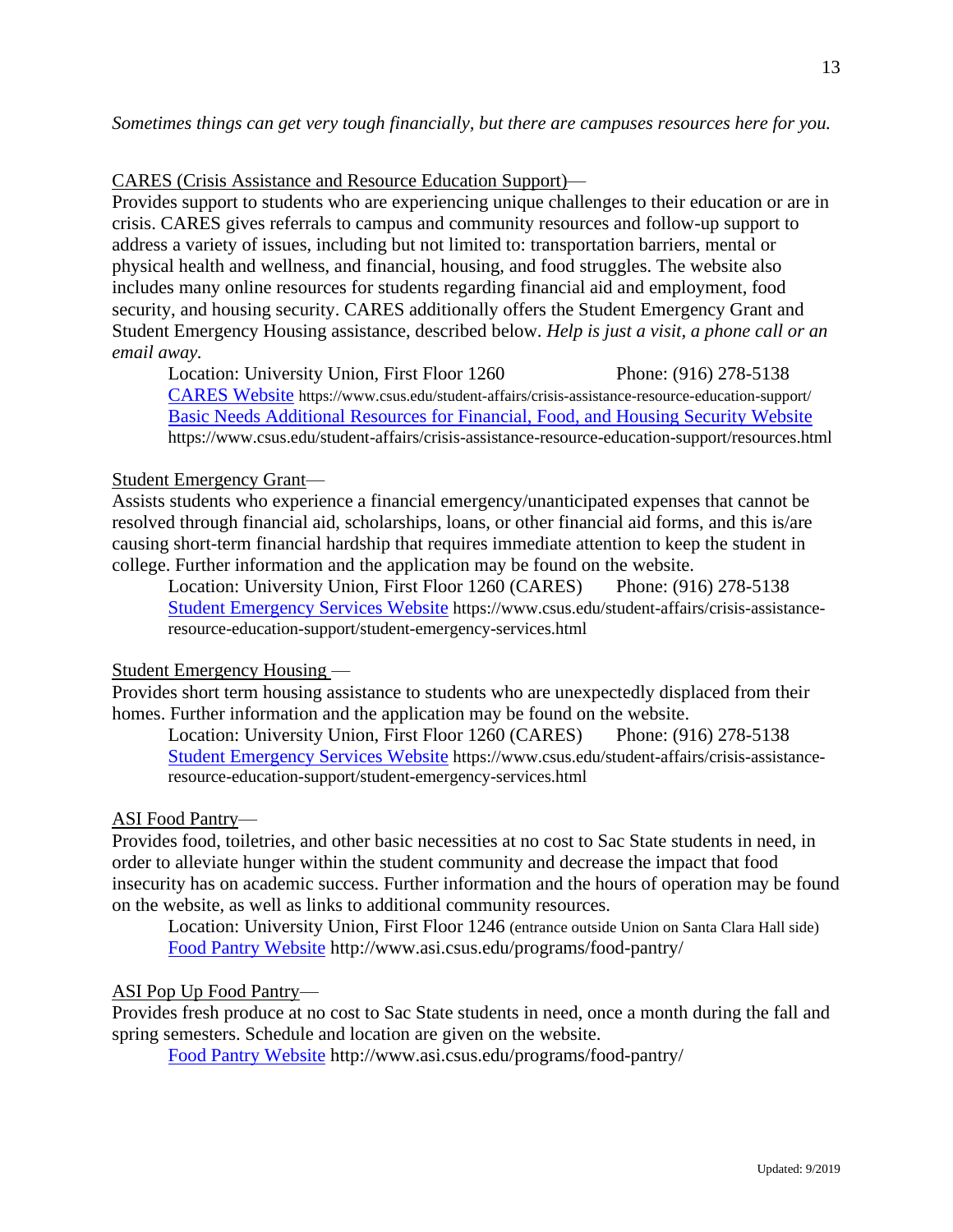*Sometimes things can get very tough financially, but there are campuses resources here for you.*

CARES (Crisis Assistance and Resource Education Support)—
Provides support to students who are experiencing unique challenges to their education or are in crisis. CARES gives referrals to campus and community resources and follow-up support to address a variety of issues, including but not limited to: transportation barriers, mental or physical health and wellness, and financial, housing, and food struggles. The website also includes many online resources for students regarding financial aid and employment, food security, and housing security. CARES additionally offers the Student Emergency Grant and Student Emergency Housing assistance, described below. *Help is just a visit, a phone call or an email away.*

> Location: University Union, First Floor 1260 Phone: (916) 278-5138
> [CARES Website](https://www.csus.edu/student-affairs/crisis-assistance-resource-education-support/) https://www.csus.edu/student-affairs/crisis-assistance-resource-education-support/
> [Basic Needs Additional Resources for Financial, Food, and Housing Security Website](https://www.csus.edu/student-affairs/crisis-assistance-resource-education-support/resources.html) https://www.csus.edu/student-affairs/crisis-assistance-resource-education-support/resources.html

Student Emergency Grant—
Assists students who experience a financial emergency/unanticipated expenses that cannot be resolved through financial aid, scholarships, loans, or other financial aid forms, and this is/are causing short-term financial hardship that requires immediate attention to keep the student in college. Further information and the application may be found on the website.

> Location: University Union, First Floor 1260 (CARES) Phone: (916) 278-5138
> [Student Emergency Services Website](https://www.csus.edu/student-affairs/crisis-assistance-resource-education-support/student-emergency-services.html) https://www.csus.edu/student-affairs/crisis-assistance-resource-education-support/student-emergency-services.html

Student Emergency Housing —
Provides short term housing assistance to students who are unexpectedly displaced from their homes. Further information and the application may be found on the website.

> Location: University Union, First Floor 1260 (CARES) Phone: (916) 278-5138
> [Student Emergency Services Website](https://www.csus.edu/student-affairs/crisis-assistance-resource-education-support/student-emergency-services.html) https://www.csus.edu/student-affairs/crisis-assistance-resource-education-support/student-emergency-services.html

ASI Food Pantry—
Provides food, toiletries, and other basic necessities at no cost to Sac State students in need, in order to alleviate hunger within the student community and decrease the impact that food insecurity has on academic success. Further information and the hours of operation may be found on the website, as well as links to additional community resources.

> Location: University Union, First Floor 1246 (entrance outside Union on Santa Clara Hall side)
> [Food Pantry Website](http://www.asi.csus.edu/programs/food-pantry/) http://www.asi.csus.edu/programs/food-pantry/

ASI Pop Up Food Pantry—
Provides fresh produce at no cost to Sac State students in need, once a month during the fall and spring semesters. Schedule and location are given on the website.

> [Food Pantry Website](http://www.asi.csus.edu/programs/food-pantry/) http://www.asi.csus.edu/programs/food-pantry/

Updated: 9/2019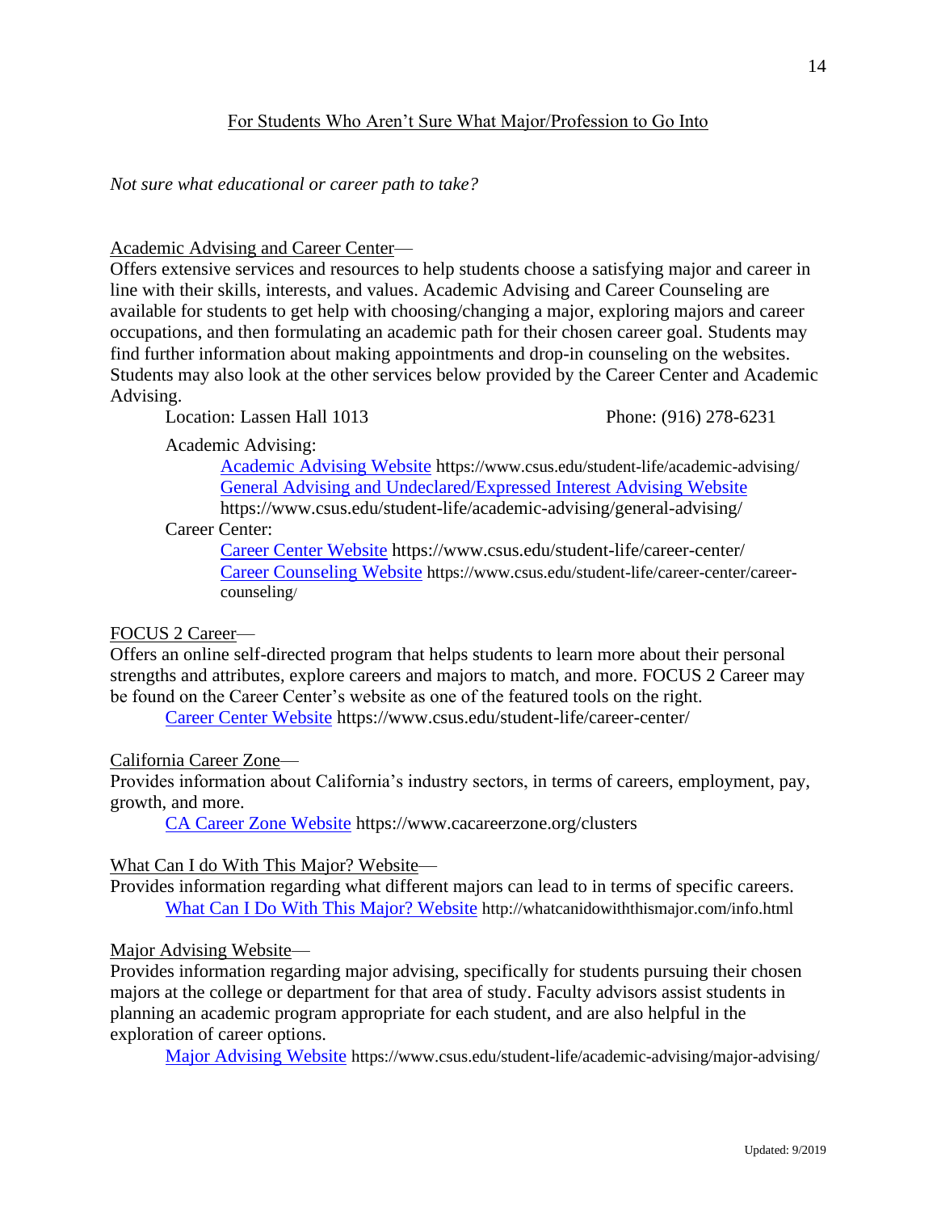## For Students Who Aren't Sure What Major/Profession to Go Into

*Not sure what educational or career path to take?*

Academic Advising and Career Center—
Offers extensive services and resources to help students choose a satisfying major and career in line with their skills, interests, and values. Academic Advising and Career Counseling are available for students to get help with choosing/changing a major, exploring majors and career occupations, and then formulating an academic path for their chosen career goal. Students may find further information about making appointments and drop-in counseling on the websites. Students may also look at the other services below provided by the Career Center and Academic Advising.

Location: Lassen Hall 1013 Phone: (916) 278-6231

Academic Advising:

- Academic Advising Website https://www.csus.edu/student-life/academic-advising/
- General Advising and Undeclared/Expressed Interest Advising Website https://www.csus.edu/student-life/academic-advising/general-advising/

Career Center:

- Career Center Website https://www.csus.edu/student-life/career-center/
- Career Counseling Website https://www.csus.edu/student-life/career-center/career-counseling/

FOCUS 2 Career—
Offers an online self-directed program that helps students to learn more about their personal strengths and attributes, explore careers and majors to match, and more. FOCUS 2 Career may be found on the Career Center's website as one of the featured tools on the right.

Career Center Website https://www.csus.edu/student-life/career-center/

California Career Zone—
Provides information about California's industry sectors, in terms of careers, employment, pay, growth, and more.

CA Career Zone Website https://www.cacareerzone.org/clusters

What Can I do With This Major? Website—
Provides information regarding what different majors can lead to in terms of specific careers.

What Can I Do With This Major? Website http://whatcanidowiththismajor.com/info.html

Major Advising Website—
Provides information regarding major advising, specifically for students pursuing their chosen majors at the college or department for that area of study. Faculty advisors assist students in planning an academic program appropriate for each student, and are also helpful in the exploration of career options.

Major Advising Website https://www.csus.edu/student-life/academic-advising/major-advising/

Updated: 9/2019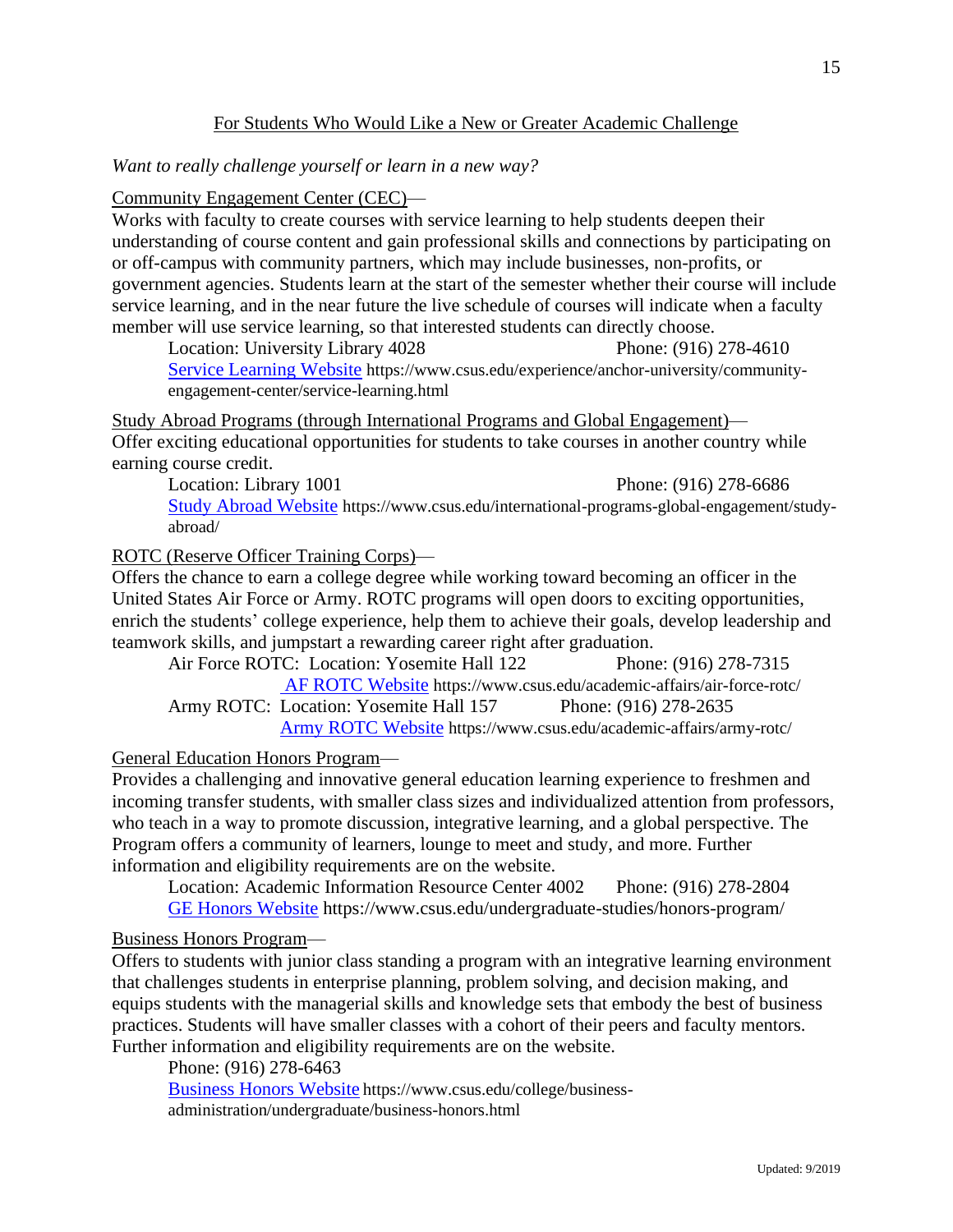## For Students Who Would Like a New or Greater Academic Challenge

*Want to really challenge yourself or learn in a new way?*

Community Engagement Center (CEC)—
Works with faculty to create courses with service learning to help students deepen their understanding of course content and gain professional skills and connections by participating on or off-campus with community partners, which may include businesses, non-profits, or government agencies. Students learn at the start of the semester whether their course will include service learning, and in the near future the live schedule of courses will indicate when a faculty member will use service learning, so that interested students can directly choose.

Location: University Library 4028 Phone: (916) 278-4610
Service Learning Website https://www.csus.edu/experience/anchor-university/community-engagement-center/service-learning.html

Study Abroad Programs (through International Programs and Global Engagement)—
Offer exciting educational opportunities for students to take courses in another country while earning course credit.

Location: Library 1001 Phone: (916) 278-6686
Study Abroad Website https://www.csus.edu/international-programs-global-engagement/study-abroad/

ROTC (Reserve Officer Training Corps)—
Offers the chance to earn a college degree while working toward becoming an officer in the United States Air Force or Army. ROTC programs will open doors to exciting opportunities, enrich the students' college experience, help them to achieve their goals, develop leadership and teamwork skills, and jumpstart a rewarding career right after graduation.

Air Force ROTC: Location: Yosemite Hall 122 Phone: (916) 278-7315
AF ROTC Website https://www.csus.edu/academic-affairs/air-force-rotc/
Army ROTC: Location: Yosemite Hall 157 Phone: (916) 278-2635
Army ROTC Website https://www.csus.edu/academic-affairs/army-rotc/

General Education Honors Program—
Provides a challenging and innovative general education learning experience to freshmen and incoming transfer students, with smaller class sizes and individualized attention from professors, who teach in a way to promote discussion, integrative learning, and a global perspective. The Program offers a community of learners, lounge to meet and study, and more. Further information and eligibility requirements are on the website.

Location: Academic Information Resource Center 4002 Phone: (916) 278-2804
GE Honors Website https://www.csus.edu/undergraduate-studies/honors-program/

Business Honors Program—
Offers to students with junior class standing a program with an integrative learning environment that challenges students in enterprise planning, problem solving, and decision making, and equips students with the managerial skills and knowledge sets that embody the best of business practices. Students will have smaller classes with a cohort of their peers and faculty mentors. Further information and eligibility requirements are on the website.

Phone: (916) 278-6463
Business Honors Website https://www.csus.edu/college/business-administration/undergraduate/business-honors.html

Updated: 9/2019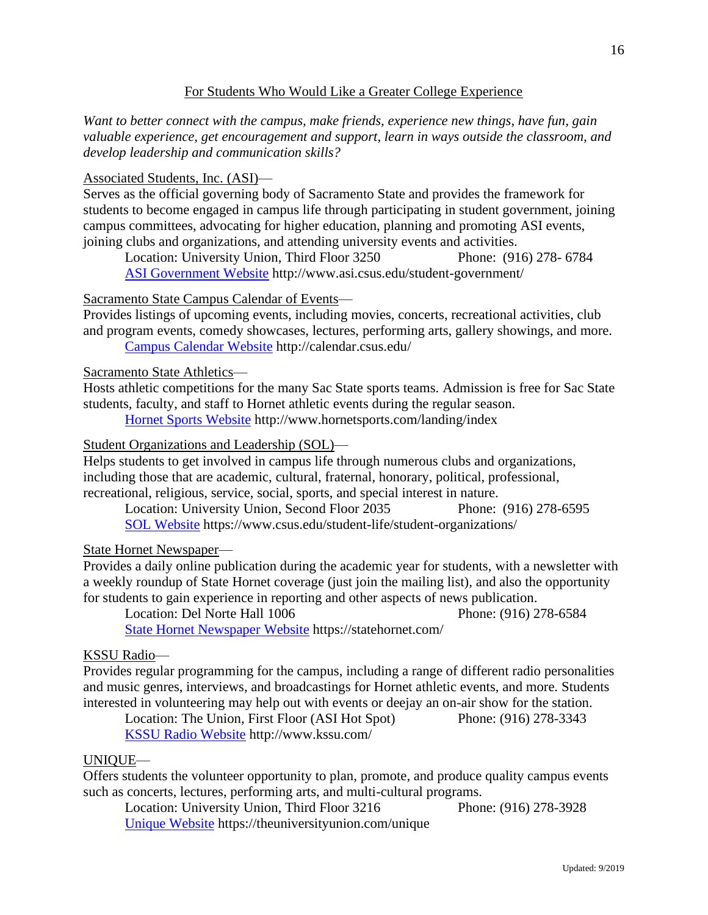## For Students Who Would Like a Greater College Experience

*Want to better connect with the campus, make friends, experience new things, have fun, gain valuable experience, get encouragement and support, learn in ways outside the classroom, and develop leadership and communication skills?*

Associated Students, Inc. (ASI)—

Serves as the official governing body of Sacramento State and provides the framework for students to become engaged in campus life through participating in student government, joining campus committees, advocating for higher education, planning and promoting ASI events, joining clubs and organizations, and attending university events and activities.

Location: University Union, Third Floor 3250 Phone: (916) 278- 6784
ASI Government Website http://www.asi.csus.edu/student-government/

Sacramento State Campus Calendar of Events—

Provides listings of upcoming events, including movies, concerts, recreational activities, club and program events, comedy showcases, lectures, performing arts, gallery showings, and more.

Campus Calendar Website http://calendar.csus.edu/

Sacramento State Athletics—

Hosts athletic competitions for the many Sac State sports teams. Admission is free for Sac State students, faculty, and staff to Hornet athletic events during the regular season.

Hornet Sports Website http://www.hornetsports.com/landing/index

Student Organizations and Leadership (SOL)—

Helps students to get involved in campus life through numerous clubs and organizations, including those that are academic, cultural, fraternal, honorary, political, professional, recreational, religious, service, social, sports, and special interest in nature.

Location: University Union, Second Floor 2035 Phone: (916) 278-6595
SOL Website https://www.csus.edu/student-life/student-organizations/

State Hornet Newspaper—

Provides a daily online publication during the academic year for students, with a newsletter with a weekly roundup of State Hornet coverage (just join the mailing list), and also the opportunity for students to gain experience in reporting and other aspects of news publication.

Location: Del Norte Hall 1006 Phone: (916) 278-6584
State Hornet Newspaper Website https://statehornet.com/

KSSU Radio—

Provides regular programming for the campus, including a range of different radio personalities and music genres, interviews, and broadcastings for Hornet athletic events, and more. Students interested in volunteering may help out with events or deejay an on-air show for the station.

Location: The Union, First Floor (ASI Hot Spot) Phone: (916) 278-3343
KSSU Radio Website http://www.kssu.com/

UNIQUE—

Offers students the volunteer opportunity to plan, promote, and produce quality campus events such as concerts, lectures, performing arts, and multi-cultural programs.

Location: University Union, Third Floor 3216 Phone: (916) 278-3928
Unique Website https://theuniversityunion.com/unique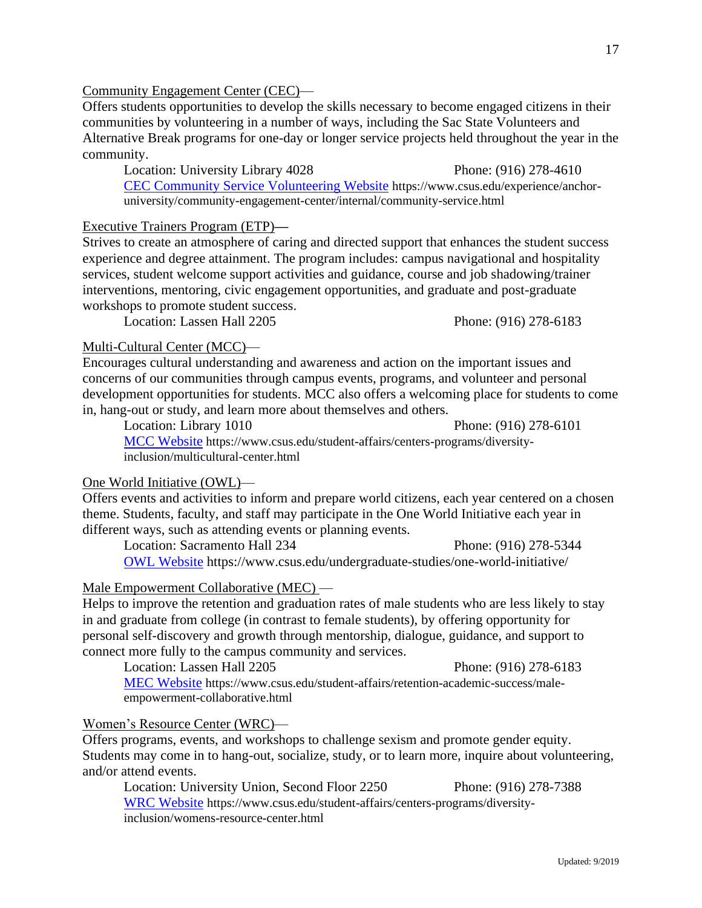Community Engagement Center (CEC)—

Offers students opportunities to develop the skills necessary to become engaged citizens in their communities by volunteering in a number of ways, including the Sac State Volunteers and Alternative Break programs for one-day or longer service projects held throughout the year in the community.

Location: University Library 4028 Phone: (916) 278-4610

CEC Community Service Volunteering Website https://www.csus.edu/experience/anchor-university/community-engagement-center/internal/community-service.html

Executive Trainers Program (ETP)—

Strives to create an atmosphere of caring and directed support that enhances the student success experience and degree attainment. The program includes: campus navigational and hospitality services, student welcome support activities and guidance, course and job shadowing/trainer interventions, mentoring, civic engagement opportunities, and graduate and post-graduate workshops to promote student success.

Location: Lassen Hall 2205 Phone: (916) 278-6183

Multi-Cultural Center (MCC)—

Encourages cultural understanding and awareness and action on the important issues and concerns of our communities through campus events, programs, and volunteer and personal development opportunities for students. MCC also offers a welcoming place for students to come in, hang-out or study, and learn more about themselves and others.

Location: Library 1010 Phone: (916) 278-6101

MCC Website https://www.csus.edu/student-affairs/centers-programs/diversity-inclusion/multicultural-center.html

One World Initiative (OWL)—

Offers events and activities to inform and prepare world citizens, each year centered on a chosen theme. Students, faculty, and staff may participate in the One World Initiative each year in different ways, such as attending events or planning events.

Location: Sacramento Hall 234 Phone: (916) 278-5344

OWL Website https://www.csus.edu/undergraduate-studies/one-world-initiative/

Male Empowerment Collaborative (MEC) —

Helps to improve the retention and graduation rates of male students who are less likely to stay in and graduate from college (in contrast to female students), by offering opportunity for personal self-discovery and growth through mentorship, dialogue, guidance, and support to connect more fully to the campus community and services.

Location: Lassen Hall 2205 Phone: (916) 278-6183

MEC Website https://www.csus.edu/student-affairs/retention-academic-success/male-empowerment-collaborative.html

Women's Resource Center (WRC)—

Offers programs, events, and workshops to challenge sexism and promote gender equity. Students may come in to hang-out, socialize, study, or to learn more, inquire about volunteering, and/or attend events.

Location: University Union, Second Floor 2250 Phone: (916) 278-7388

WRC Website https://www.csus.edu/student-affairs/centers-programs/diversity-inclusion/womens-resource-center.html

Updated: 9/2019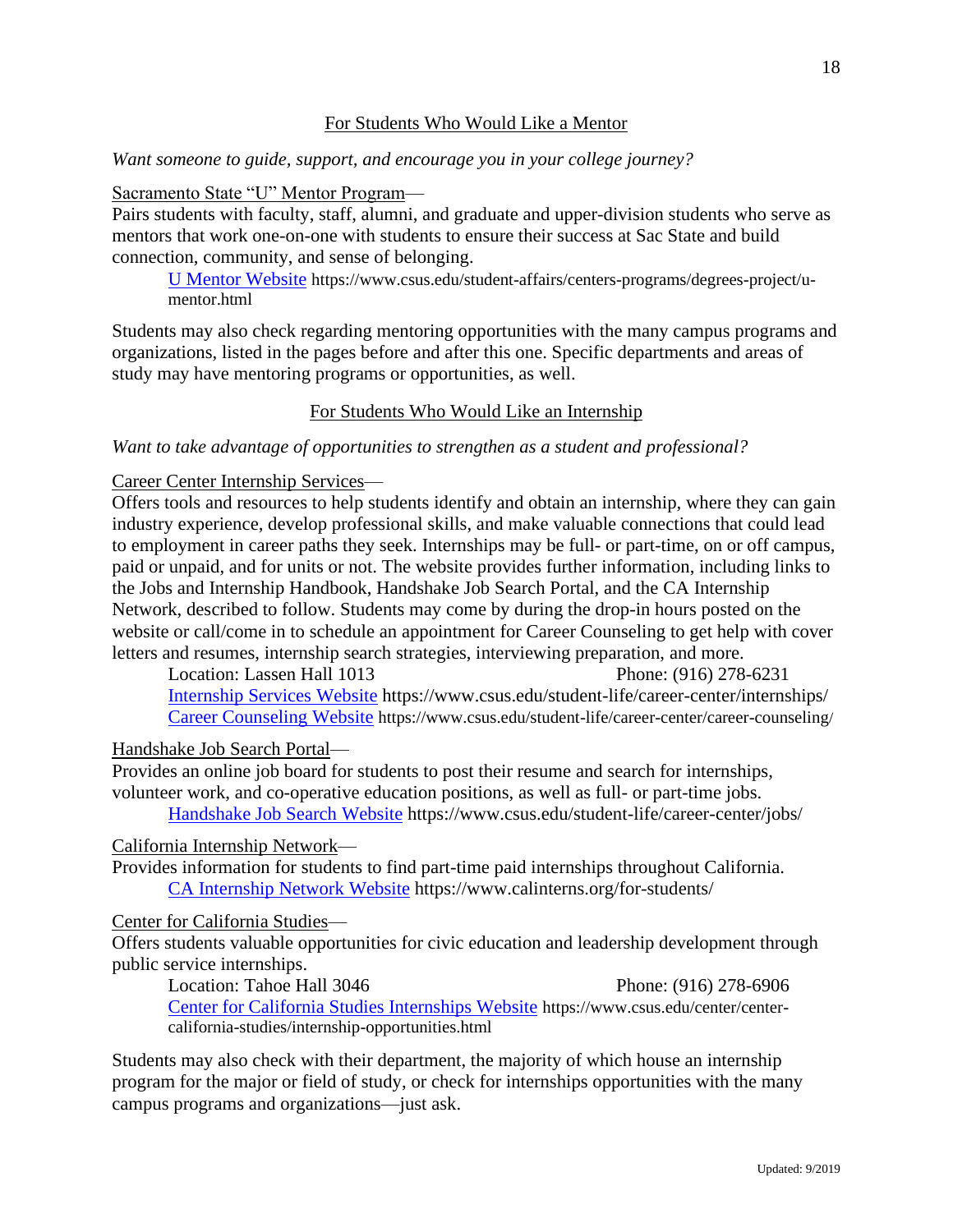## For Students Who Would Like a Mentor

*Want someone to guide, support, and encourage you in your college journey?*

Sacramento State "U" Mentor Program—
Pairs students with faculty, staff, alumni, and graduate and upper-division students who serve as mentors that work one-on-one with students to ensure their success at Sac State and build connection, community, and sense of belonging.

[U Mentor Website](https://www.csus.edu/student-affairs/centers-programs/degrees-project/u-mentor.html) https://www.csus.edu/student-affairs/centers-programs/degrees-project/u-mentor.html

Students may also check regarding mentoring opportunities with the many campus programs and organizations, listed in the pages before and after this one. Specific departments and areas of study may have mentoring programs or opportunities, as well.

## For Students Who Would Like an Internship

*Want to take advantage of opportunities to strengthen as a student and professional?*

Career Center Internship Services—
Offers tools and resources to help students identify and obtain an internship, where they can gain industry experience, develop professional skills, and make valuable connections that could lead to employment in career paths they seek. Internships may be full- or part-time, on or off campus, paid or unpaid, and for units or not. The website provides further information, including links to the Jobs and Internship Handbook, Handshake Job Search Portal, and the CA Internship Network, described to follow. Students may come by during the drop-in hours posted on the website or call/come in to schedule an appointment for Career Counseling to get help with cover letters and resumes, internship search strategies, interviewing preparation, and more.

Location: Lassen Hall 1013 Phone: (916) 278-6231
[Internship Services Website](https://www.csus.edu/student-life/career-center/internships/) https://www.csus.edu/student-life/career-center/internships/
[Career Counseling Website](https://www.csus.edu/student-life/career-center/career-counseling/) https://www.csus.edu/student-life/career-center/career-counseling/

Handshake Job Search Portal—
Provides an online job board for students to post their resume and search for internships, volunteer work, and co-operative education positions, as well as full- or part-time jobs.

[Handshake Job Search Website](https://www.csus.edu/student-life/career-center/jobs/) https://www.csus.edu/student-life/career-center/jobs/

California Internship Network—
Provides information for students to find part-time paid internships throughout California.

[CA Internship Network Website](https://www.calinterns.org/for-students/) https://www.calinterns.org/for-students/

Center for California Studies—
Offers students valuable opportunities for civic education and leadership development through public service internships.

Location: Tahoe Hall 3046 Phone: (916) 278-6906
[Center for California Studies Internships Website](https://www.csus.edu/center/center-california-studies/internship-opportunities.html) https://www.csus.edu/center/center-california-studies/internship-opportunities.html

Students may also check with their department, the majority of which house an internship program for the major or field of study, or check for internships opportunities with the many campus programs and organizations—just ask.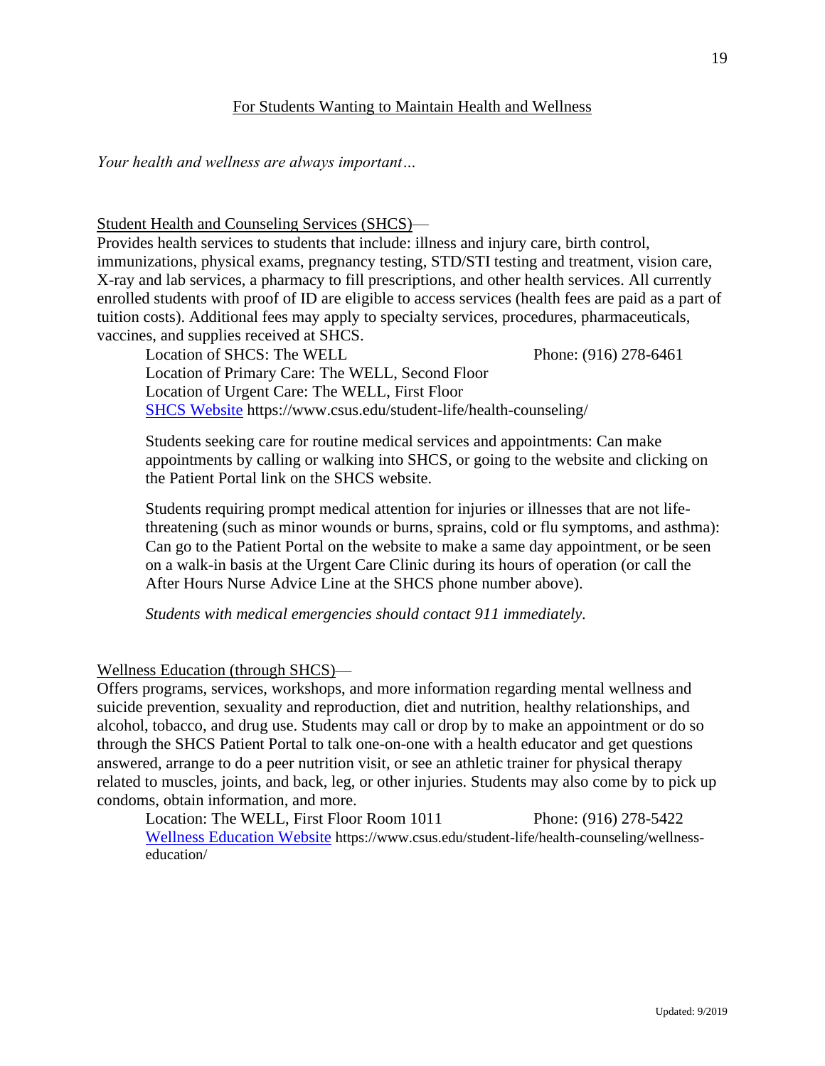## For Students Wanting to Maintain Health and Wellness

*Your health and wellness are always important…*

Student Health and Counseling Services (SHCS)—

Provides health services to students that include: illness and injury care, birth control, immunizations, physical exams, pregnancy testing, STD/STI testing and treatment, vision care, X-ray and lab services, a pharmacy to fill prescriptions, and other health services. All currently enrolled students with proof of ID are eligible to access services (health fees are paid as a part of tuition costs). Additional fees may apply to specialty services, procedures, pharmaceuticals, vaccines, and supplies received at SHCS.

Location of SHCS: The WELL Phone: (916) 278-6461
Location of Primary Care: The WELL, Second Floor
Location of Urgent Care: The WELL, First Floor
[SHCS Website](https://www.csus.edu/student-life/health-counseling/) https://www.csus.edu/student-life/health-counseling/

Students seeking care for routine medical services and appointments: Can make appointments by calling or walking into SHCS, or going to the website and clicking on the Patient Portal link on the SHCS website.

Students requiring prompt medical attention for injuries or illnesses that are not life-threatening (such as minor wounds or burns, sprains, cold or flu symptoms, and asthma): Can go to the Patient Portal on the website to make a same day appointment, or be seen on a walk-in basis at the Urgent Care Clinic during its hours of operation (or call the After Hours Nurse Advice Line at the SHCS phone number above).

*Students with medical emergencies should contact 911 immediately*.

Wellness Education (through SHCS)—

Offers programs, services, workshops, and more information regarding mental wellness and suicide prevention, sexuality and reproduction, diet and nutrition, healthy relationships, and alcohol, tobacco, and drug use. Students may call or drop by to make an appointment or do so through the SHCS Patient Portal to talk one-on-one with a health educator and get questions answered, arrange to do a peer nutrition visit, or see an athletic trainer for physical therapy related to muscles, joints, and back, leg, or other injuries. Students may also come by to pick up condoms, obtain information, and more.

Location: The WELL, First Floor Room 1011 Phone: (916) 278-5422
[Wellness Education Website](https://www.csus.edu/student-life/health-counseling/wellness-education/) https://www.csus.edu/student-life/health-counseling/wellness-education/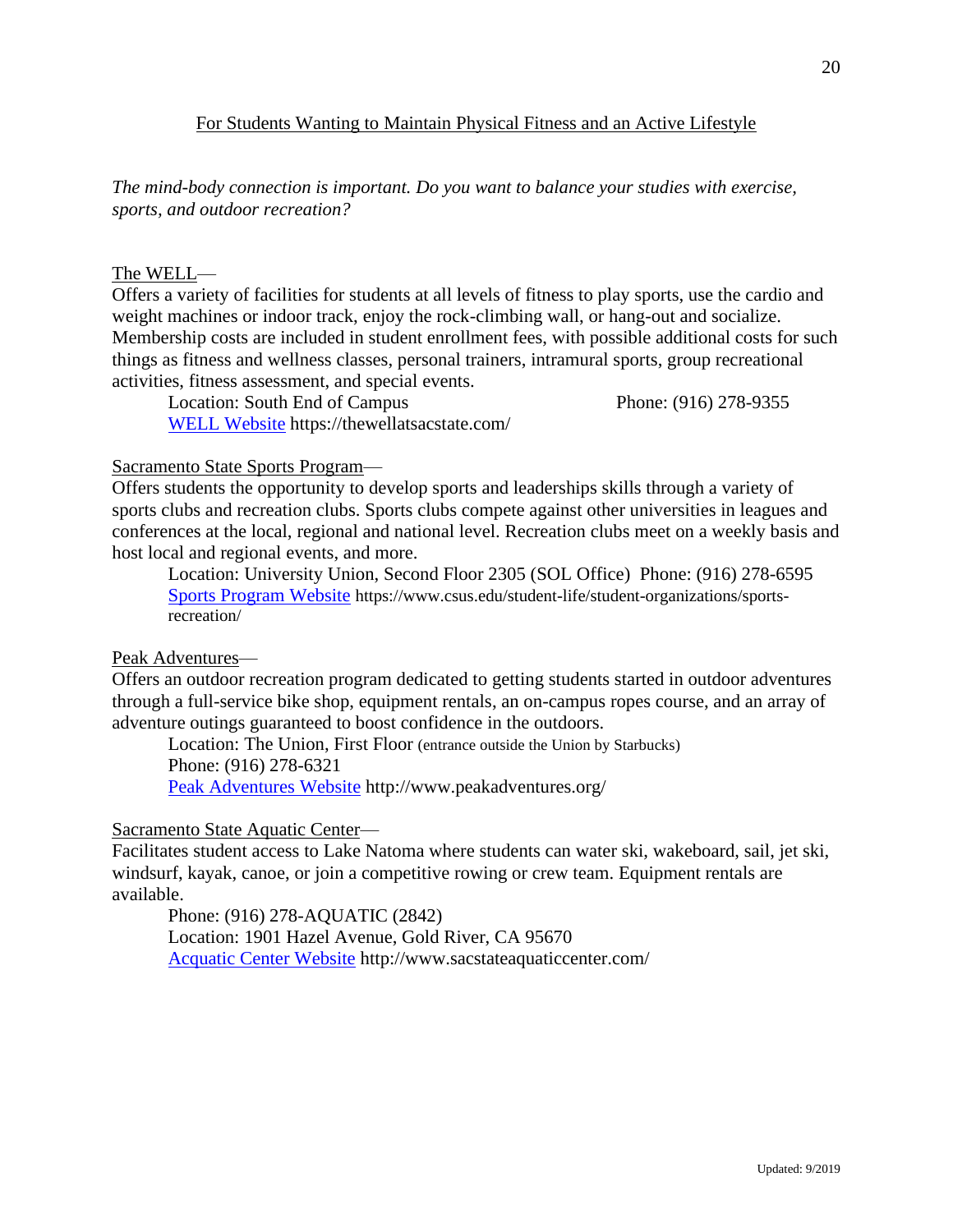## For Students Wanting to Maintain Physical Fitness and an Active Lifestyle

*The mind-body connection is important. Do you want to balance your studies with exercise, sports, and outdoor recreation?*

The WELL—
Offers a variety of facilities for students at all levels of fitness to play sports, use the cardio and weight machines or indoor track, enjoy the rock-climbing wall, or hang-out and socialize. Membership costs are included in student enrollment fees, with possible additional costs for such things as fitness and wellness classes, personal trainers, intramural sports, group recreational activities, fitness assessment, and special events.

Location: South End of Campus Phone: (916) 278-9355
[WELL Website](https://thewellatsacstate.com/) https://thewellatsacstate.com/

Sacramento State Sports Program—
Offers students the opportunity to develop sports and leaderships skills through a variety of sports clubs and recreation clubs. Sports clubs compete against other universities in leagues and conferences at the local, regional and national level. Recreation clubs meet on a weekly basis and host local and regional events, and more.

Location: University Union, Second Floor 2305 (SOL Office) Phone: (916) 278-6595
[Sports Program Website](https://www.csus.edu/student-life/student-organizations/sports-recreation/) https://www.csus.edu/student-life/student-organizations/sports-recreation/

Peak Adventures—
Offers an outdoor recreation program dedicated to getting students started in outdoor adventures through a full-service bike shop, equipment rentals, an on-campus ropes course, and an array of adventure outings guaranteed to boost confidence in the outdoors.

Location: The Union, First Floor (entrance outside the Union by Starbucks)
Phone: (916) 278-6321
[Peak Adventures Website](http://www.peakadventures.org/) http://www.peakadventures.org/

Sacramento State Aquatic Center—
Facilitates student access to Lake Natoma where students can water ski, wakeboard, sail, jet ski, windsurf, kayak, canoe, or join a competitive rowing or crew team. Equipment rentals are available.

Phone: (916) 278-AQUATIC (2842)
Location: 1901 Hazel Avenue, Gold River, CA 95670
[Acquatic Center Website](http://www.sacstateaquaticcenter.com/) http://www.sacstateaquaticcenter.com/

Updated: 9/2019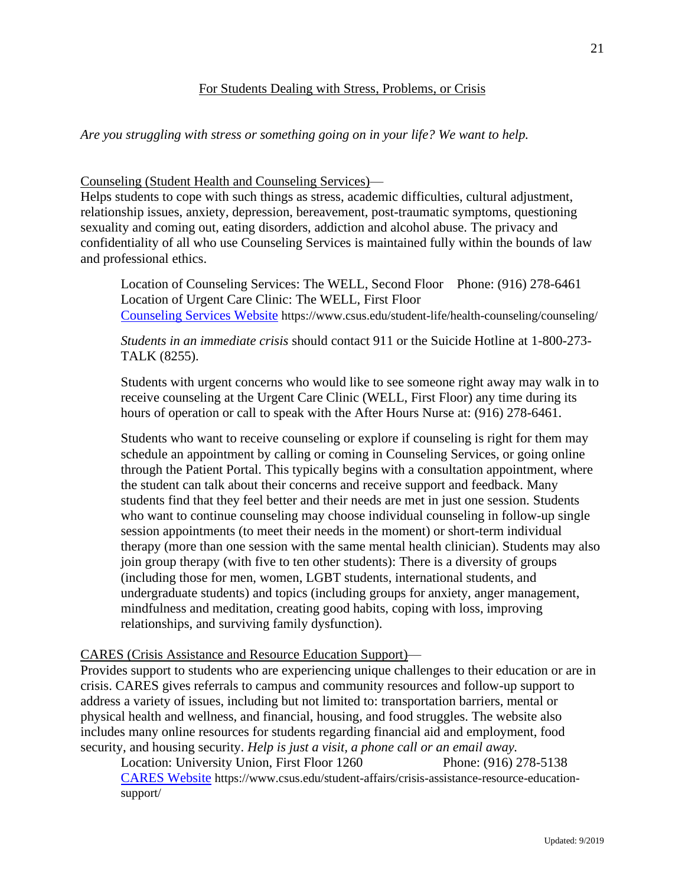## For Students Dealing with Stress, Problems, or Crisis

*Are you struggling with stress or something going on in your life? We want to help.*

Counseling (Student Health and Counseling Services)—
Helps students to cope with such things as stress, academic difficulties, cultural adjustment, relationship issues, anxiety, depression, bereavement, post-traumatic symptoms, questioning sexuality and coming out, eating disorders, addiction and alcohol abuse. The privacy and confidentiality of all who use Counseling Services is maintained fully within the bounds of law and professional ethics.

> Location of Counseling Services: The WELL, Second Floor    Phone: (916) 278-6461
> Location of Urgent Care Clinic: The WELL, First Floor
> [Counseling Services Website](https://www.csus.edu/student-life/health-counseling/counseling/) https://www.csus.edu/student-life/health-counseling/counseling/
>
> *Students in an immediate crisis* should contact 911 or the Suicide Hotline at 1-800-273-TALK (8255).
>
> Students with urgent concerns who would like to see someone right away may walk in to receive counseling at the Urgent Care Clinic (WELL, First Floor) any time during its hours of operation or call to speak with the After Hours Nurse at: (916) 278-6461.
>
> Students who want to receive counseling or explore if counseling is right for them may schedule an appointment by calling or coming in Counseling Services, or going online through the Patient Portal. This typically begins with a consultation appointment, where the student can talk about their concerns and receive support and feedback. Many students find that they feel better and their needs are met in just one session. Students who want to continue counseling may choose individual counseling in follow-up single session appointments (to meet their needs in the moment) or short-term individual therapy (more than one session with the same mental health clinician). Students may also join group therapy (with five to ten other students): There is a diversity of groups (including those for men, women, LGBT students, international students, and undergraduate students) and topics (including groups for anxiety, anger management, mindfulness and meditation, creating good habits, coping with loss, improving relationships, and surviving family dysfunction).

CARES (Crisis Assistance and Resource Education Support)—
Provides support to students who are experiencing unique challenges to their education or are in crisis. CARES gives referrals to campus and community resources and follow-up support to address a variety of issues, including but not limited to: transportation barriers, mental or physical health and wellness, and financial, housing, and food struggles. The website also includes many online resources for students regarding financial aid and employment, food security, and housing security. *Help is just a visit, a phone call or an email away.*

> Location: University Union, First Floor 1260    Phone: (916) 278-5138
> [CARES Website](https://www.csus.edu/student-affairs/crisis-assistance-resource-education-support/) https://www.csus.edu/student-affairs/crisis-assistance-resource-education-support/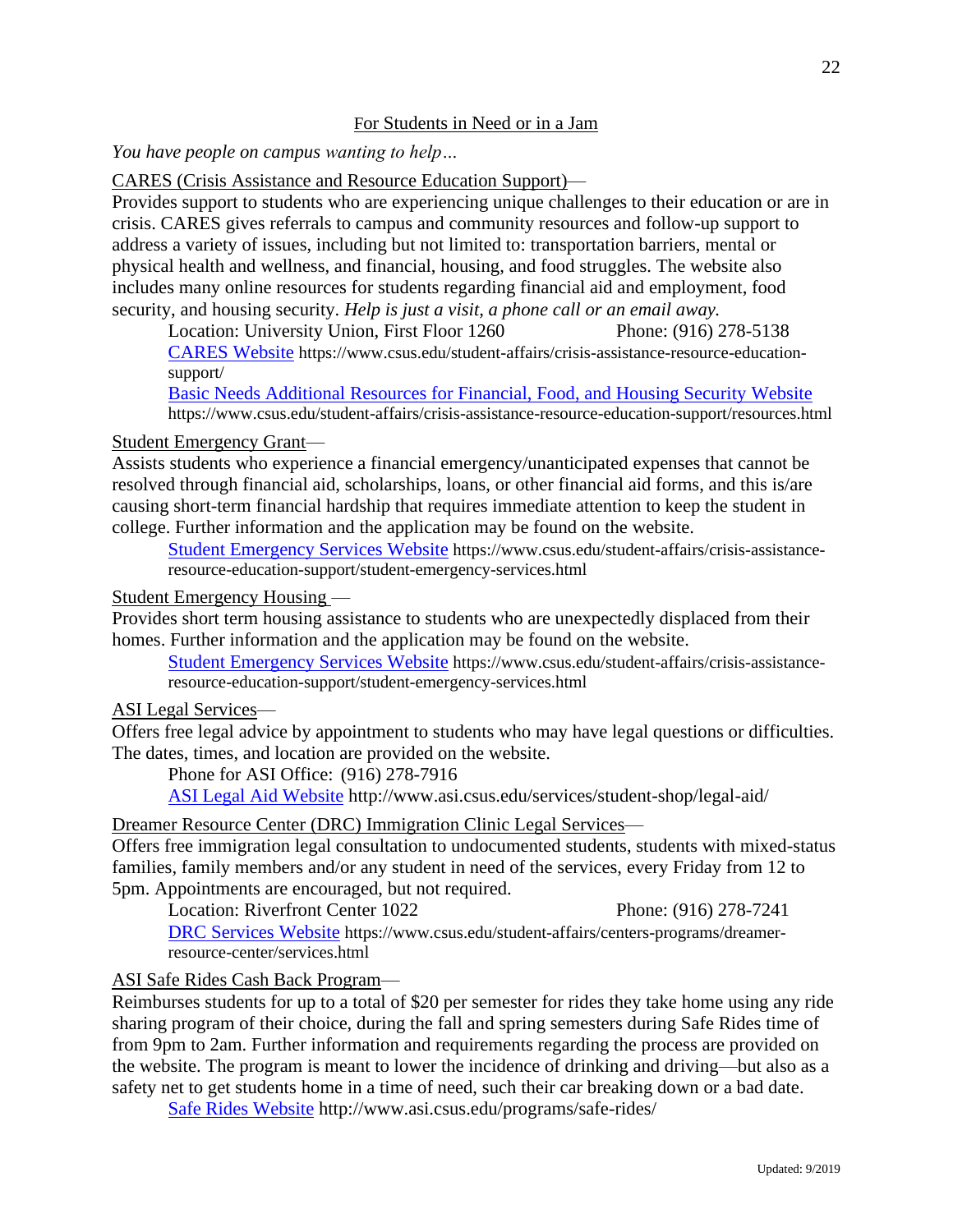## For Students in Need or in a Jam

*You have people on campus wanting to help…*

CARES (Crisis Assistance and Resource Education Support)—

Provides support to students who are experiencing unique challenges to their education or are in crisis. CARES gives referrals to campus and community resources and follow-up support to address a variety of issues, including but not limited to: transportation barriers, mental or physical health and wellness, and financial, housing, and food struggles. The website also includes many online resources for students regarding financial aid and employment, food security, and housing security. *Help is just a visit, a phone call or an email away.*

> Location: University Union, First Floor 1260 Phone: (916) 278-5138
>
> [CARES Website](https://www.csus.edu/student-affairs/crisis-assistance-resource-education-support/) https://www.csus.edu/student-affairs/crisis-assistance-resource-education-support/
>
> [Basic Needs Additional Resources for Financial, Food, and Housing Security Website](https://www.csus.edu/student-affairs/crisis-assistance-resource-education-support/resources.html) https://www.csus.edu/student-affairs/crisis-assistance-resource-education-support/resources.html

Student Emergency Grant—

Assists students who experience a financial emergency/unanticipated expenses that cannot be resolved through financial aid, scholarships, loans, or other financial aid forms, and this is/are causing short-term financial hardship that requires immediate attention to keep the student in college. Further information and the application may be found on the website.

> [Student Emergency Services Website](https://www.csus.edu/student-affairs/crisis-assistance-resource-education-support/student-emergency-services.html) https://www.csus.edu/student-affairs/crisis-assistance-resource-education-support/student-emergency-services.html

Student Emergency Housing —

Provides short term housing assistance to students who are unexpectedly displaced from their homes. Further information and the application may be found on the website.

> [Student Emergency Services Website](https://www.csus.edu/student-affairs/crisis-assistance-resource-education-support/student-emergency-services.html) https://www.csus.edu/student-affairs/crisis-assistance-resource-education-support/student-emergency-services.html

ASI Legal Services—

Offers free legal advice by appointment to students who may have legal questions or difficulties. The dates, times, and location are provided on the website.

> Phone for ASI Office: (916) 278-7916
>
> [ASI Legal Aid Website](http://www.asi.csus.edu/services/student-shop/legal-aid/) http://www.asi.csus.edu/services/student-shop/legal-aid/

Dreamer Resource Center (DRC) Immigration Clinic Legal Services—

Offers free immigration legal consultation to undocumented students, students with mixed-status families, family members and/or any student in need of the services, every Friday from 12 to 5pm. Appointments are encouraged, but not required.

> Location: Riverfront Center 1022 Phone: (916) 278-7241
>
> [DRC Services Website](https://www.csus.edu/student-affairs/centers-programs/dreamer-resource-center/services.html) https://www.csus.edu/student-affairs/centers-programs/dreamer-resource-center/services.html

ASI Safe Rides Cash Back Program—

Reimburses students for up to a total of $20 per semester for rides they take home using any ride sharing program of their choice, during the fall and spring semesters during Safe Rides time of from 9pm to 2am. Further information and requirements regarding the process are provided on the website. The program is meant to lower the incidence of drinking and driving—but also as a safety net to get students home in a time of need, such their car breaking down or a bad date.

> [Safe Rides Website](http://www.asi.csus.edu/programs/safe-rides/) http://www.asi.csus.edu/programs/safe-rides/

Updated: 9/2019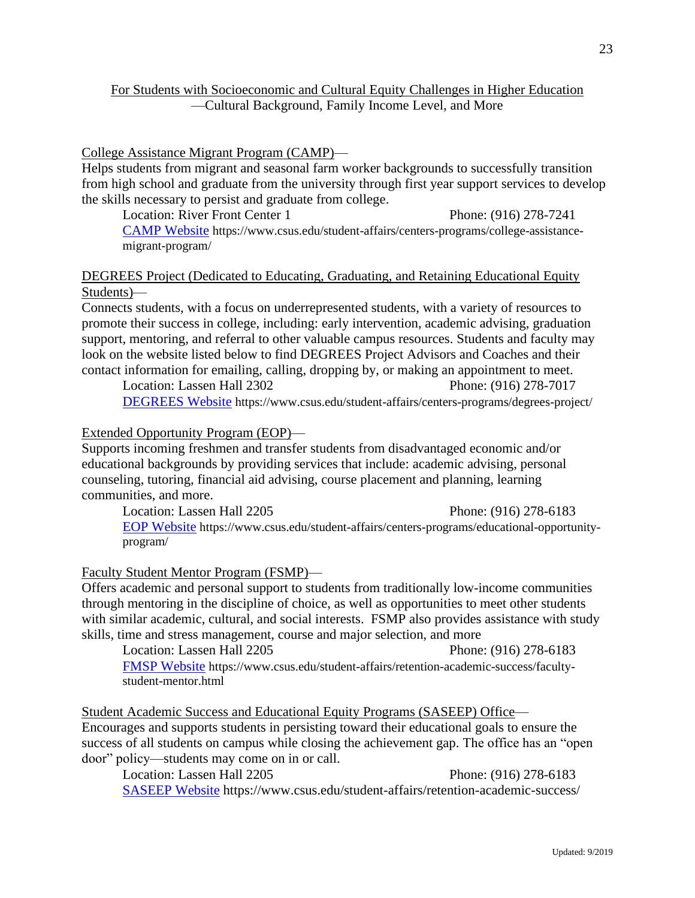## For Students with Socioeconomic and Cultural Equity Challenges in Higher Education —Cultural Background, Family Income Level, and More

College Assistance Migrant Program (CAMP)—
Helps students from migrant and seasonal farm worker backgrounds to successfully transition from high school and graduate from the university through first year support services to develop the skills necessary to persist and graduate from college.

Location: River Front Center 1 Phone: (916) 278-7241
CAMP Website https://www.csus.edu/student-affairs/centers-programs/college-assistance-migrant-program/

DEGREES Project (Dedicated to Educating, Graduating, and Retaining Educational Equity Students)—
Connects students, with a focus on underrepresented students, with a variety of resources to promote their success in college, including: early intervention, academic advising, graduation support, mentoring, and referral to other valuable campus resources. Students and faculty may look on the website listed below to find DEGREES Project Advisors and Coaches and their contact information for emailing, calling, dropping by, or making an appointment to meet.

Location: Lassen Hall 2302 Phone: (916) 278-7017
DEGREES Website https://www.csus.edu/student-affairs/centers-programs/degrees-project/

Extended Opportunity Program (EOP)—
Supports incoming freshmen and transfer students from disadvantaged economic and/or educational backgrounds by providing services that include: academic advising, personal counseling, tutoring, financial aid advising, course placement and planning, learning communities, and more.

Location: Lassen Hall 2205 Phone: (916) 278-6183
EOP Website https://www.csus.edu/student-affairs/centers-programs/educational-opportunity-program/

Faculty Student Mentor Program (FSMP)—
Offers academic and personal support to students from traditionally low-income communities through mentoring in the discipline of choice, as well as opportunities to meet other students with similar academic, cultural, and social interests. FSMP also provides assistance with study skills, time and stress management, course and major selection, and more

Location: Lassen Hall 2205 Phone: (916) 278-6183
FMSP Website https://www.csus.edu/student-affairs/retention-academic-success/faculty-student-mentor.html

Student Academic Success and Educational Equity Programs (SASEEP) Office—
Encourages and supports students in persisting toward their educational goals to ensure the success of all students on campus while closing the achievement gap. The office has an "open door" policy—students may come on in or call.

Location: Lassen Hall 2205 Phone: (916) 278-6183
SASEEP Website https://www.csus.edu/student-affairs/retention-academic-success/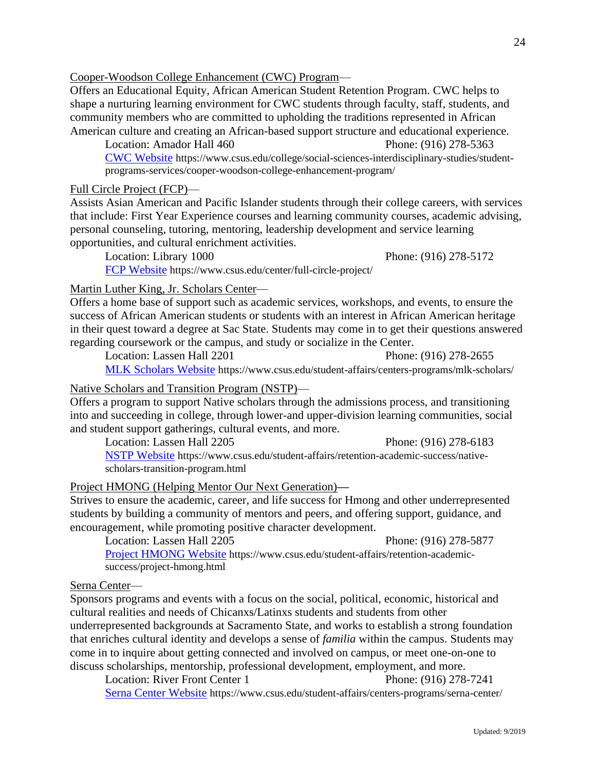Cooper-Woodson College Enhancement (CWC) Program—

Offers an Educational Equity, African American Student Retention Program. CWC helps to shape a nurturing learning environment for CWC students through faculty, staff, students, and community members who are committed to upholding the traditions represented in African American culture and creating an African-based support structure and educational experience.

Location: Amador Hall 460 Phone: (916) 278-5363

[CWC Website](https://www.csus.edu/college/social-sciences-interdisciplinary-studies/student-programs-services/cooper-woodson-college-enhancement-program/) https://www.csus.edu/college/social-sciences-interdisciplinary-studies/student-programs-services/cooper-woodson-college-enhancement-program/

Full Circle Project (FCP)—

Assists Asian American and Pacific Islander students through their college careers, with services that include: First Year Experience courses and learning community courses, academic advising, personal counseling, tutoring, mentoring, leadership development and service learning opportunities, and cultural enrichment activities.

Location: Library 1000 Phone: (916) 278-5172

[FCP Website](https://www.csus.edu/center/full-circle-project/) https://www.csus.edu/center/full-circle-project/

Martin Luther King, Jr. Scholars Center—

Offers a home base of support such as academic services, workshops, and events, to ensure the success of African American students or students with an interest in African American heritage in their quest toward a degree at Sac State. Students may come in to get their questions answered regarding coursework or the campus, and study or socialize in the Center.

Location: Lassen Hall 2201 Phone: (916) 278-2655

[MLK Scholars Website](https://www.csus.edu/student-affairs/centers-programs/mlk-scholars/) https://www.csus.edu/student-affairs/centers-programs/mlk-scholars/

Native Scholars and Transition Program (NSTP)—

Offers a program to support Native scholars through the admissions process, and transitioning into and succeeding in college, through lower-and upper-division learning communities, social and student support gatherings, cultural events, and more.

Location: Lassen Hall 2205 Phone: (916) 278-6183

[NSTP Website](https://www.csus.edu/student-affairs/retention-academic-success/native-scholars-transition-program.html) https://www.csus.edu/student-affairs/retention-academic-success/native-scholars-transition-program.html

Project HMONG (Helping Mentor Our Next Generation)—

Strives to ensure the academic, career, and life success for Hmong and other underrepresented students by building a community of mentors and peers, and offering support, guidance, and encouragement, while promoting positive character development.

Location: Lassen Hall 2205 Phone: (916) 278-5877

[Project HMONG Website](https://www.csus.edu/student-affairs/retention-academic-success/project-hmong.html) https://www.csus.edu/student-affairs/retention-academic-success/project-hmong.html

Serna Center—

Sponsors programs and events with a focus on the social, political, economic, historical and cultural realities and needs of Chicanxs/Latinxs students and students from other underrepresented backgrounds at Sacramento State, and works to establish a strong foundation that enriches cultural identity and develops a sense of *familia* within the campus. Students may come in to inquire about getting connected and involved on campus, or meet one-on-one to discuss scholarships, mentorship, professional development, employment, and more.

Location: River Front Center 1 Phone: (916) 278-7241

[Serna Center Website](https://www.csus.edu/student-affairs/centers-programs/serna-center/) https://www.csus.edu/student-affairs/centers-programs/serna-center/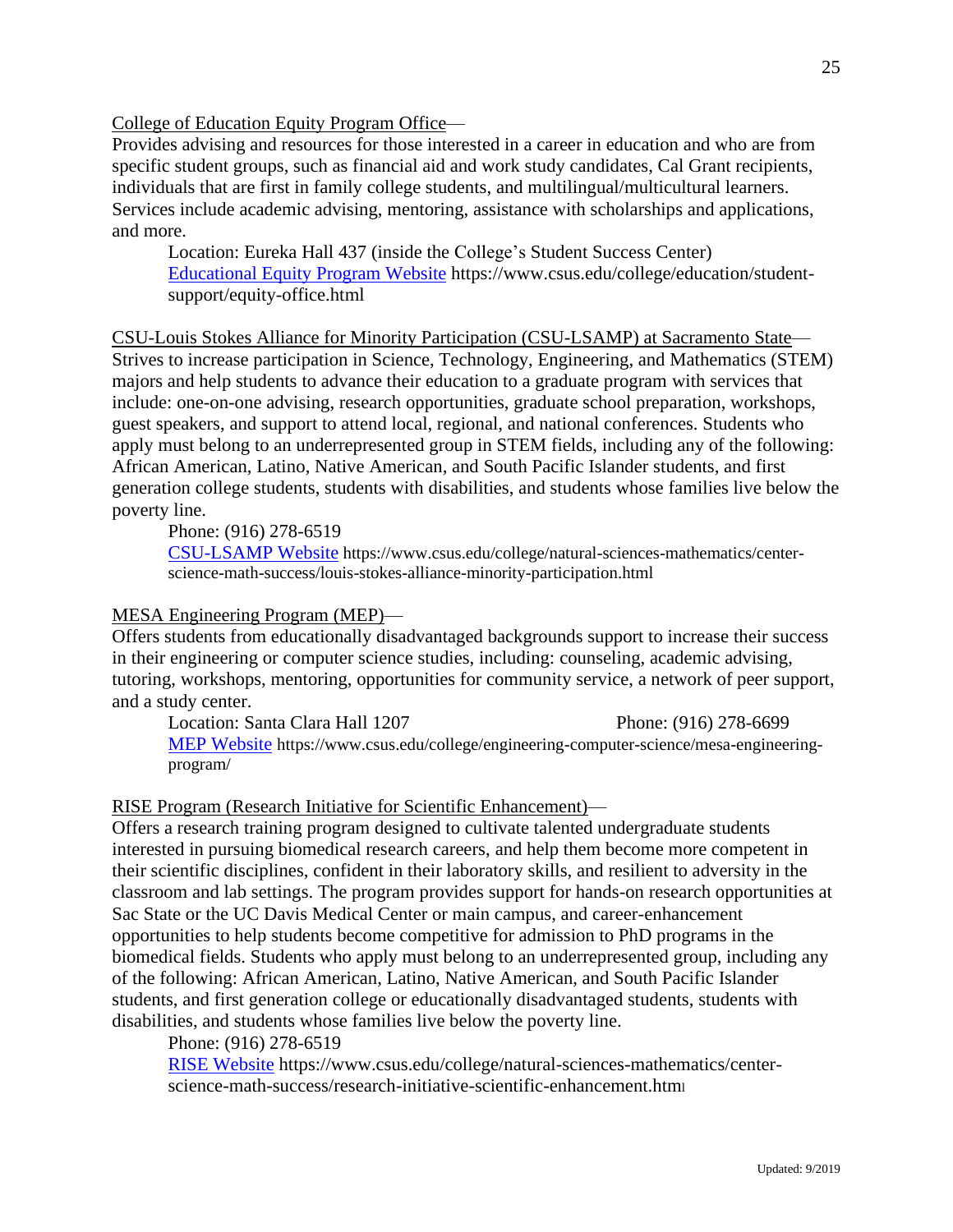College of Education Equity Program Office—

Provides advising and resources for those interested in a career in education and who are from specific student groups, such as financial aid and work study candidates, Cal Grant recipients, individuals that are first in family college students, and multilingual/multicultural learners. Services include academic advising, mentoring, assistance with scholarships and applications, and more.

Location: Eureka Hall 437 (inside the College's Student Success Center)
[Educational Equity Program Website](https://www.csus.edu/college/education/student-support/equity-office.html) https://www.csus.edu/college/education/student-support/equity-office.html

CSU-Louis Stokes Alliance for Minority Participation (CSU-LSAMP) at Sacramento State—

Strives to increase participation in Science, Technology, Engineering, and Mathematics (STEM) majors and help students to advance their education to a graduate program with services that include: one-on-one advising, research opportunities, graduate school preparation, workshops, guest speakers, and support to attend local, regional, and national conferences. Students who apply must belong to an underrepresented group in STEM fields, including any of the following: African American, Latino, Native American, and South Pacific Islander students, and first generation college students, students with disabilities, and students whose families live below the poverty line.

Phone: (916) 278-6519
[CSU-LSAMP Website](https://www.csus.edu/college/natural-sciences-mathematics/center-science-math-success/louis-stokes-alliance-minority-participation.html) https://www.csus.edu/college/natural-sciences-mathematics/center-science-math-success/louis-stokes-alliance-minority-participation.html

MESA Engineering Program (MEP)—

Offers students from educationally disadvantaged backgrounds support to increase their success in their engineering or computer science studies, including: counseling, academic advising, tutoring, workshops, mentoring, opportunities for community service, a network of peer support, and a study center.

Location: Santa Clara Hall 1207 Phone: (916) 278-6699
[MEP Website](https://www.csus.edu/college/engineering-computer-science/mesa-engineering-program/) https://www.csus.edu/college/engineering-computer-science/mesa-engineering-program/

RISE Program (Research Initiative for Scientific Enhancement)—

Offers a research training program designed to cultivate talented undergraduate students interested in pursuing biomedical research careers, and help them become more competent in their scientific disciplines, confident in their laboratory skills, and resilient to adversity in the classroom and lab settings. The program provides support for hands-on research opportunities at Sac State or the UC Davis Medical Center or main campus, and career-enhancement opportunities to help students become competitive for admission to PhD programs in the biomedical fields. Students who apply must belong to an underrepresented group, including any of the following: African American, Latino, Native American, and South Pacific Islander students, and first generation college or educationally disadvantaged students, students with disabilities, and students whose families live below the poverty line.

Phone: (916) 278-6519
[RISE Website](https://www.csus.edu/college/natural-sciences-mathematics/center-science-math-success/research-initiative-scientific-enhancement.html) https://www.csus.edu/college/natural-sciences-mathematics/center-science-math-success/research-initiative-scientific-enhancement.html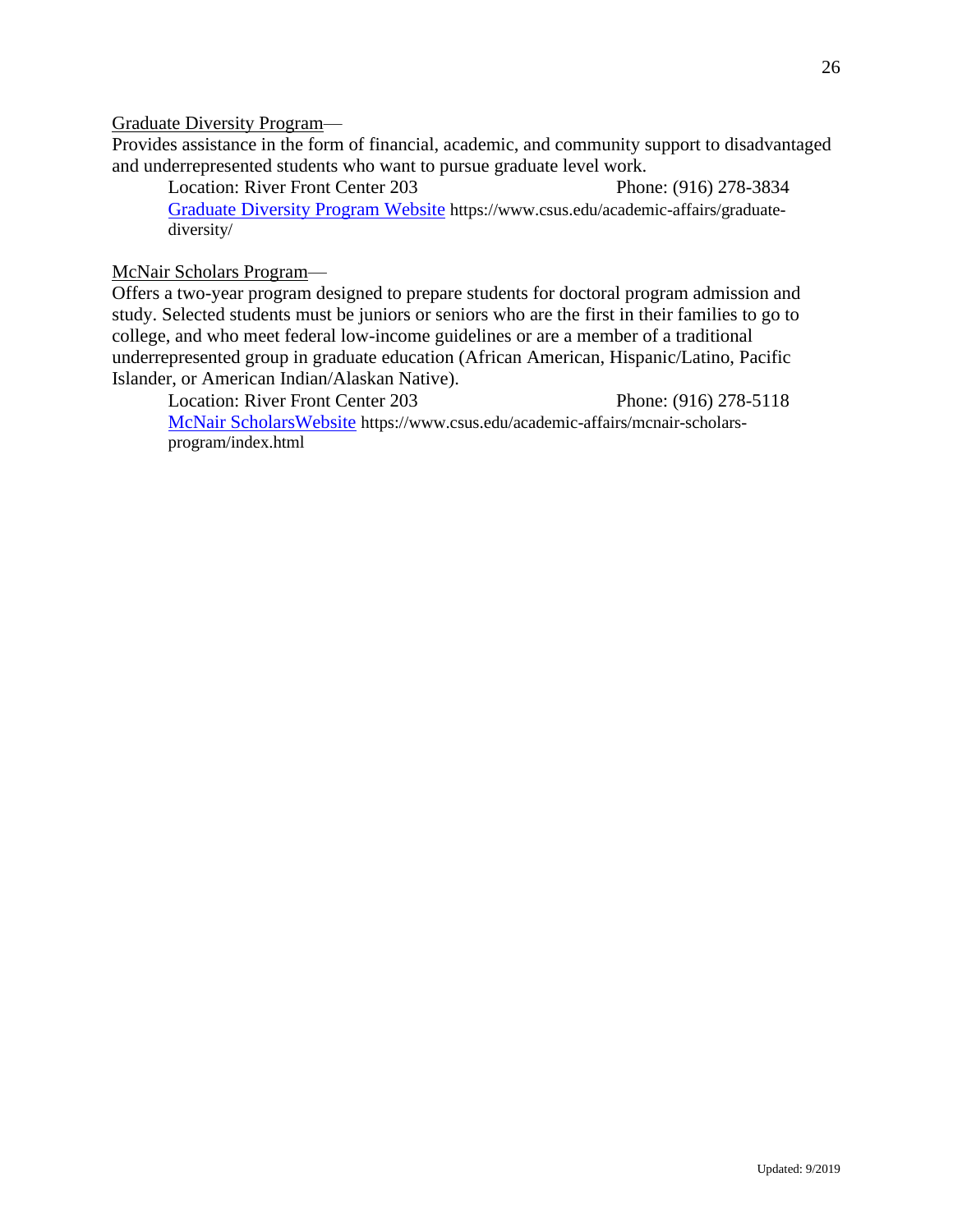Graduate Diversity Program—

Provides assistance in the form of financial, academic, and community support to disadvantaged and underrepresented students who want to pursue graduate level work.

Location: River Front Center 203 Phone: (916) 278-3834

[Graduate Diversity Program Website](https://www.csus.edu/academic-affairs/graduate-diversity/) https://www.csus.edu/academic-affairs/graduate-diversity/

McNair Scholars Program—

Offers a two-year program designed to prepare students for doctoral program admission and study. Selected students must be juniors or seniors who are the first in their families to go to college, and who meet federal low-income guidelines or are a member of a traditional underrepresented group in graduate education (African American, Hispanic/Latino, Pacific Islander, or American Indian/Alaskan Native).

Location: River Front Center 203 Phone: (916) 278-5118

[McNair ScholarsWebsite](https://www.csus.edu/academic-affairs/mcnair-scholars-program/index.html) https://www.csus.edu/academic-affairs/mcnair-scholars-program/index.html

Updated: 9/2019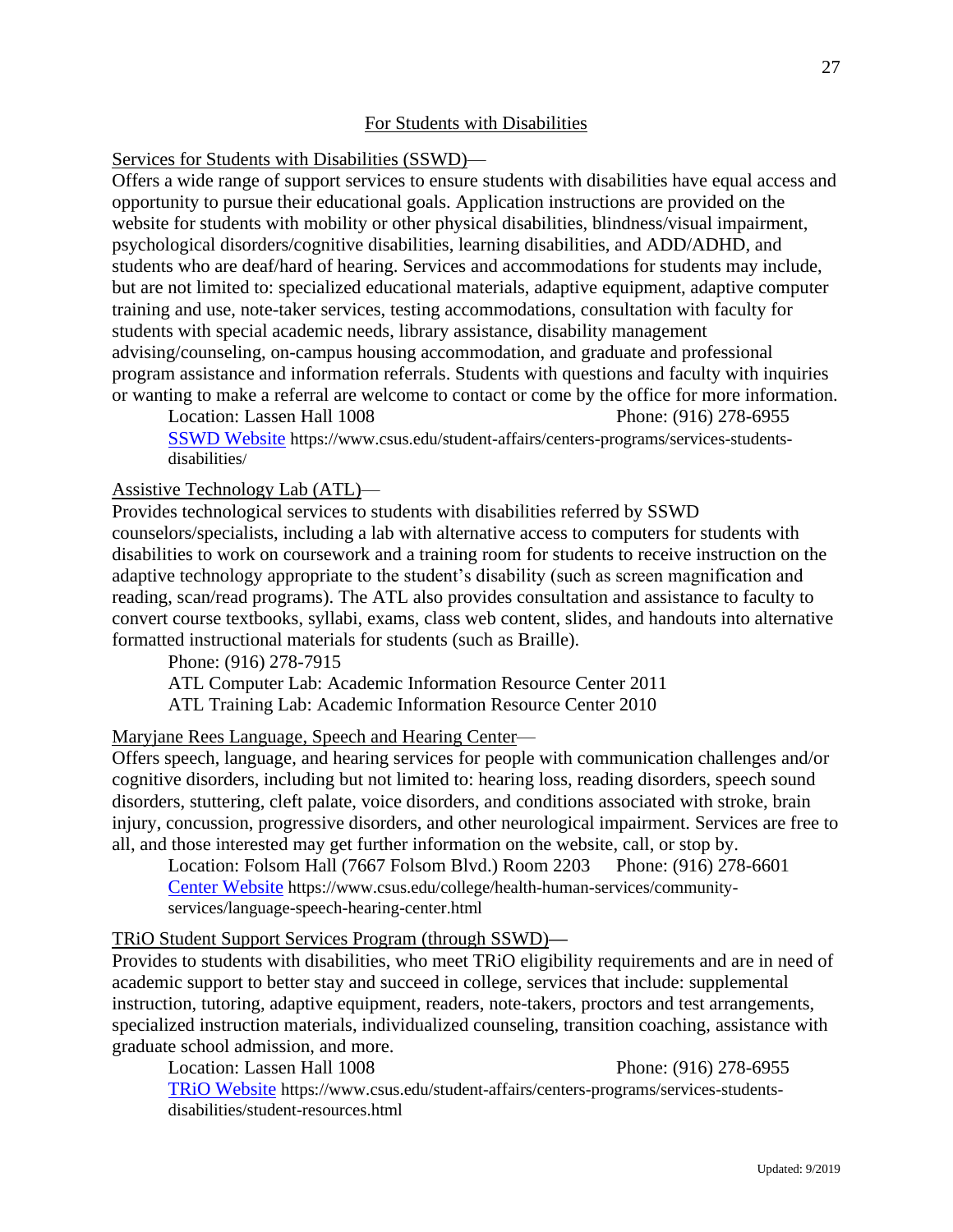## For Students with Disabilities

### Services for Students with Disabilities (SSWD)—

Offers a wide range of support services to ensure students with disabilities have equal access and opportunity to pursue their educational goals. Application instructions are provided on the website for students with mobility or other physical disabilities, blindness/visual impairment, psychological disorders/cognitive disabilities, learning disabilities, and ADD/ADHD, and students who are deaf/hard of hearing. Services and accommodations for students may include, but are not limited to: specialized educational materials, adaptive equipment, adaptive computer training and use, note-taker services, testing accommodations, consultation with faculty for students with special academic needs, library assistance, disability management advising/counseling, on-campus housing accommodation, and graduate and professional program assistance and information referrals. Students with questions and faculty with inquiries or wanting to make a referral are welcome to contact or come by the office for more information.

Location: Lassen Hall 1008 Phone: (916) 278-6955

SSWD Website https://www.csus.edu/student-affairs/centers-programs/services-students-disabilities/

### Assistive Technology Lab (ATL)—

Provides technological services to students with disabilities referred by SSWD counselors/specialists, including a lab with alternative access to computers for students with disabilities to work on coursework and a training room for students to receive instruction on the adaptive technology appropriate to the student's disability (such as screen magnification and reading, scan/read programs). The ATL also provides consultation and assistance to faculty to convert course textbooks, syllabi, exams, class web content, slides, and handouts into alternative formatted instructional materials for students (such as Braille).

Phone: (916) 278-7915

ATL Computer Lab: Academic Information Resource Center 2011

ATL Training Lab: Academic Information Resource Center 2010

### Maryjane Rees Language, Speech and Hearing Center—

Offers speech, language, and hearing services for people with communication challenges and/or cognitive disorders, including but not limited to: hearing loss, reading disorders, speech sound disorders, stuttering, cleft palate, voice disorders, and conditions associated with stroke, brain injury, concussion, progressive disorders, and other neurological impairment. Services are free to all, and those interested may get further information on the website, call, or stop by.

Location: Folsom Hall (7667 Folsom Blvd.) Room 2203 Phone: (916) 278-6601

Center Website https://www.csus.edu/college/health-human-services/community-services/language-speech-hearing-center.html

### TRiO Student Support Services Program (through SSWD)—

Provides to students with disabilities, who meet TRiO eligibility requirements and are in need of academic support to better stay and succeed in college, services that include: supplemental instruction, tutoring, adaptive equipment, readers, note-takers, proctors and test arrangements, specialized instruction materials, individualized counseling, transition coaching, assistance with graduate school admission, and more.

Location: Lassen Hall 1008 Phone: (916) 278-6955

TRiO Website https://www.csus.edu/student-affairs/centers-programs/services-students-disabilities/student-resources.html

Updated: 9/2019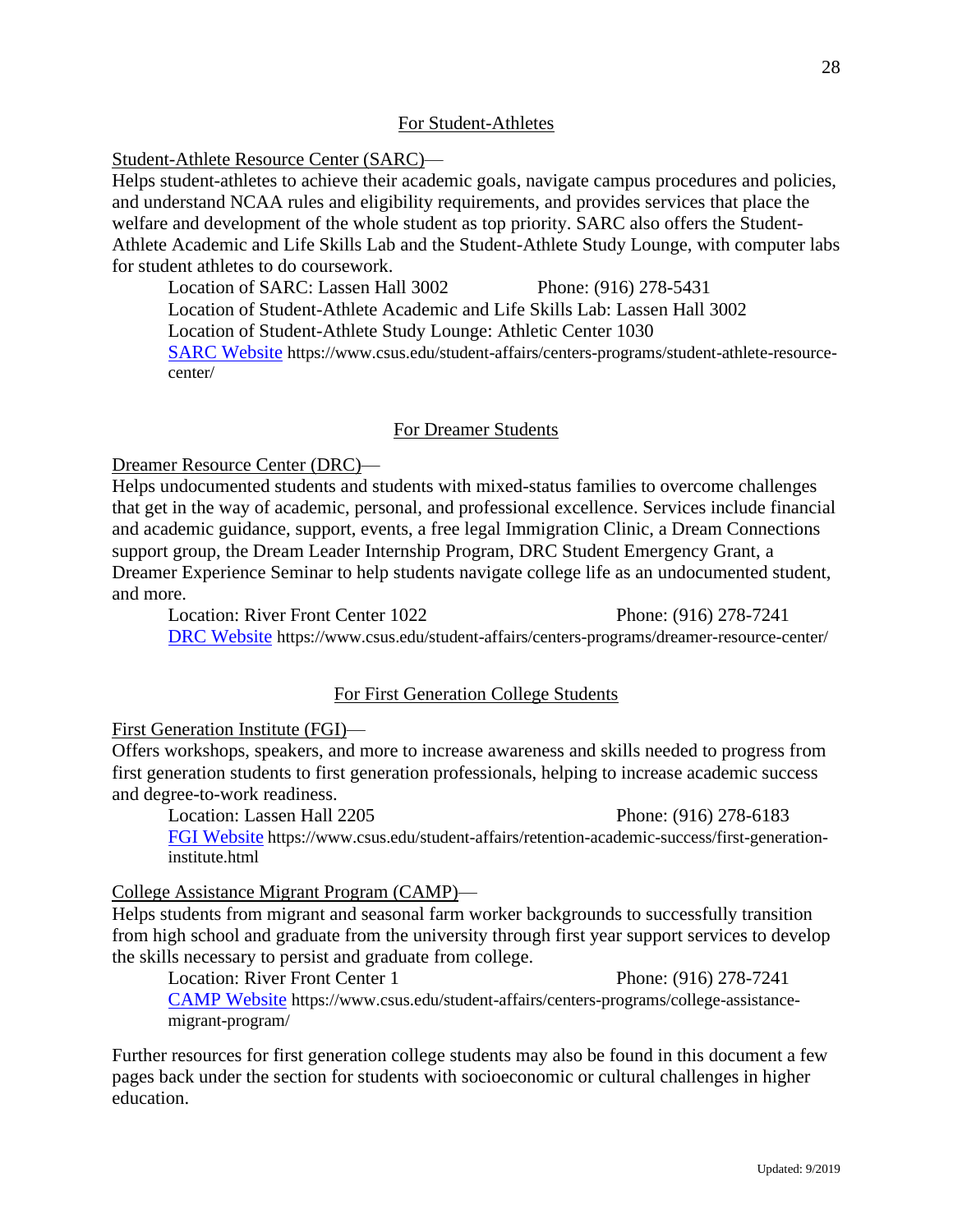## For Student-Athletes

Student-Athlete Resource Center (SARC)—
Helps student-athletes to achieve their academic goals, navigate campus procedures and policies, and understand NCAA rules and eligibility requirements, and provides services that place the welfare and development of the whole student as top priority. SARC also offers the Student-Athlete Academic and Life Skills Lab and the Student-Athlete Study Lounge, with computer labs for student athletes to do coursework.

Location of SARC: Lassen Hall 3002 Phone: (916) 278-5431
Location of Student-Athlete Academic and Life Skills Lab: Lassen Hall 3002
Location of Student-Athlete Study Lounge: Athletic Center 1030
[SARC Website](https://www.csus.edu/student-affairs/centers-programs/student-athlete-resource-center/) https://www.csus.edu/student-affairs/centers-programs/student-athlete-resource-center/

## For Dreamer Students

Dreamer Resource Center (DRC)—
Helps undocumented students and students with mixed-status families to overcome challenges that get in the way of academic, personal, and professional excellence. Services include financial and academic guidance, support, events, a free legal Immigration Clinic, a Dream Connections support group, the Dream Leader Internship Program, DRC Student Emergency Grant, a Dreamer Experience Seminar to help students navigate college life as an undocumented student, and more.

Location: River Front Center 1022 Phone: (916) 278-7241
[DRC Website](https://www.csus.edu/student-affairs/centers-programs/dreamer-resource-center/) https://www.csus.edu/student-affairs/centers-programs/dreamer-resource-center/

## For First Generation College Students

First Generation Institute (FGI)—
Offers workshops, speakers, and more to increase awareness and skills needed to progress from first generation students to first generation professionals, helping to increase academic success and degree-to-work readiness.

Location: Lassen Hall 2205 Phone: (916) 278-6183
[FGI Website](https://www.csus.edu/student-affairs/retention-academic-success/first-generation-institute.html) https://www.csus.edu/student-affairs/retention-academic-success/first-generation-institute.html

College Assistance Migrant Program (CAMP)—
Helps students from migrant and seasonal farm worker backgrounds to successfully transition from high school and graduate from the university through first year support services to develop the skills necessary to persist and graduate from college.

Location: River Front Center 1 Phone: (916) 278-7241
[CAMP Website](https://www.csus.edu/student-affairs/centers-programs/college-assistance-migrant-program/) https://www.csus.edu/student-affairs/centers-programs/college-assistance-migrant-program/

Further resources for first generation college students may also be found in this document a few pages back under the section for students with socioeconomic or cultural challenges in higher education.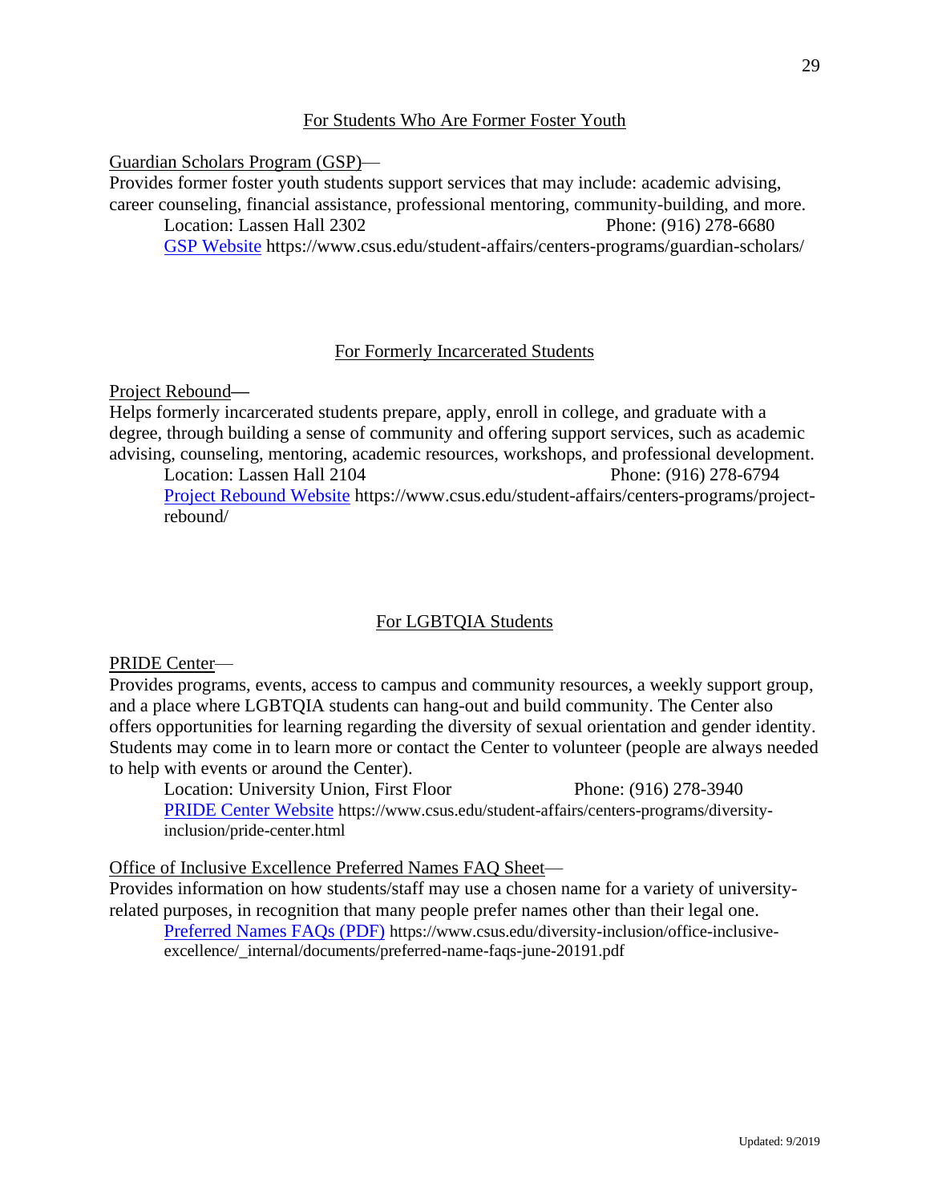## For Students Who Are Former Foster Youth

Guardian Scholars Program (GSP)—

Provides former foster youth students support services that may include: academic advising, career counseling, financial assistance, professional mentoring, community-building, and more.

Location: Lassen Hall 2302 Phone: (916) 278-6680

[GSP Website](https://www.csus.edu/student-affairs/centers-programs/guardian-scholars/) https://www.csus.edu/student-affairs/centers-programs/guardian-scholars/

## For Formerly Incarcerated Students

Project Rebound—

Helps formerly incarcerated students prepare, apply, enroll in college, and graduate with a degree, through building a sense of community and offering support services, such as academic advising, counseling, mentoring, academic resources, workshops, and professional development.

Location: Lassen Hall 2104 Phone: (916) 278-6794

[Project Rebound Website](https://www.csus.edu/student-affairs/centers-programs/project-rebound/) https://www.csus.edu/student-affairs/centers-programs/project-rebound/

## For LGBTQIA Students

PRIDE Center—

Provides programs, events, access to campus and community resources, a weekly support group, and a place where LGBTQIA students can hang-out and build community. The Center also offers opportunities for learning regarding the diversity of sexual orientation and gender identity. Students may come in to learn more or contact the Center to volunteer (people are always needed to help with events or around the Center).

Location: University Union, First Floor Phone: (916) 278-3940

[PRIDE Center Website](https://www.csus.edu/student-affairs/centers-programs/diversity-inclusion/pride-center.html) https://www.csus.edu/student-affairs/centers-programs/diversity-inclusion/pride-center.html

Office of Inclusive Excellence Preferred Names FAQ Sheet—

Provides information on how students/staff may use a chosen name for a variety of university-related purposes, in recognition that many people prefer names other than their legal one.

[Preferred Names FAQs (PDF)](https://www.csus.edu/diversity-inclusion/office-inclusive-excellence/_internal/documents/preferred-name-faqs-june-20191.pdf) https://www.csus.edu/diversity-inclusion/office-inclusive-excellence/_internal/documents/preferred-name-faqs-june-20191.pdf

Updated: 9/2019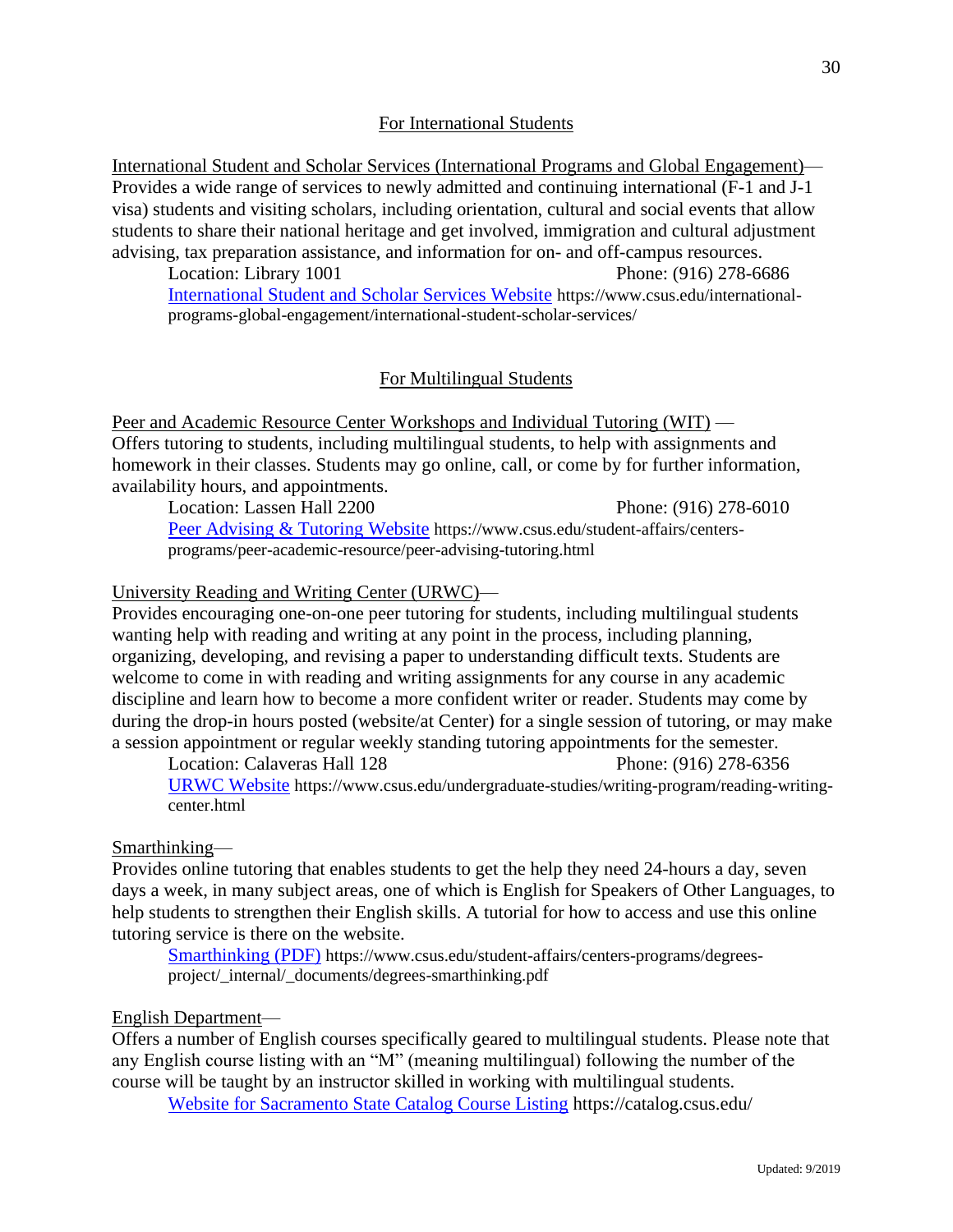## For International Students

International Student and Scholar Services (International Programs and Global Engagement)—
Provides a wide range of services to newly admitted and continuing international (F-1 and J-1 visa) students and visiting scholars, including orientation, cultural and social events that allow students to share their national heritage and get involved, immigration and cultural adjustment advising, tax preparation assistance, and information for on- and off-campus resources.

Location: Library 1001 Phone: (916) 278-6686

[International Student and Scholar Services Website](https://www.csus.edu/international-programs-global-engagement/international-student-scholar-services/) https://www.csus.edu/international-programs-global-engagement/international-student-scholar-services/

## For Multilingual Students

Peer and Academic Resource Center Workshops and Individual Tutoring (WIT) —
Offers tutoring to students, including multilingual students, to help with assignments and homework in their classes. Students may go online, call, or come by for further information, availability hours, and appointments.

Location: Lassen Hall 2200 Phone: (916) 278-6010

[Peer Advising & Tutoring Website](https://www.csus.edu/student-affairs/centers-programs/peer-academic-resource/peer-advising-tutoring.html) https://www.csus.edu/student-affairs/centers-programs/peer-academic-resource/peer-advising-tutoring.html

University Reading and Writing Center (URWC)—
Provides encouraging one-on-one peer tutoring for students, including multilingual students wanting help with reading and writing at any point in the process, including planning, organizing, developing, and revising a paper to understanding difficult texts. Students are welcome to come in with reading and writing assignments for any course in any academic discipline and learn how to become a more confident writer or reader. Students may come by during the drop-in hours posted (website/at Center) for a single session of tutoring, or may make a session appointment or regular weekly standing tutoring appointments for the semester.

Location: Calaveras Hall 128 Phone: (916) 278-6356

[URWC Website](https://www.csus.edu/undergraduate-studies/writing-program/reading-writing-center.html) https://www.csus.edu/undergraduate-studies/writing-program/reading-writing-center.html

Smarthinking—
Provides online tutoring that enables students to get the help they need 24-hours a day, seven days a week, in many subject areas, one of which is English for Speakers of Other Languages, to help students to strengthen their English skills. A tutorial for how to access and use this online tutoring service is there on the website.

[Smarthinking (PDF)](https://www.csus.edu/student-affairs/centers-programs/degrees-project/_internal/_documents/degrees-smarthinking.pdf) https://www.csus.edu/student-affairs/centers-programs/degrees-project/_internal/_documents/degrees-smarthinking.pdf

English Department—
Offers a number of English courses specifically geared to multilingual students. Please note that any English course listing with an "M" (meaning multilingual) following the number of the course will be taught by an instructor skilled in working with multilingual students.

[Website for Sacramento State Catalog Course Listing](https://catalog.csus.edu/) https://catalog.csus.edu/

Updated: 9/2019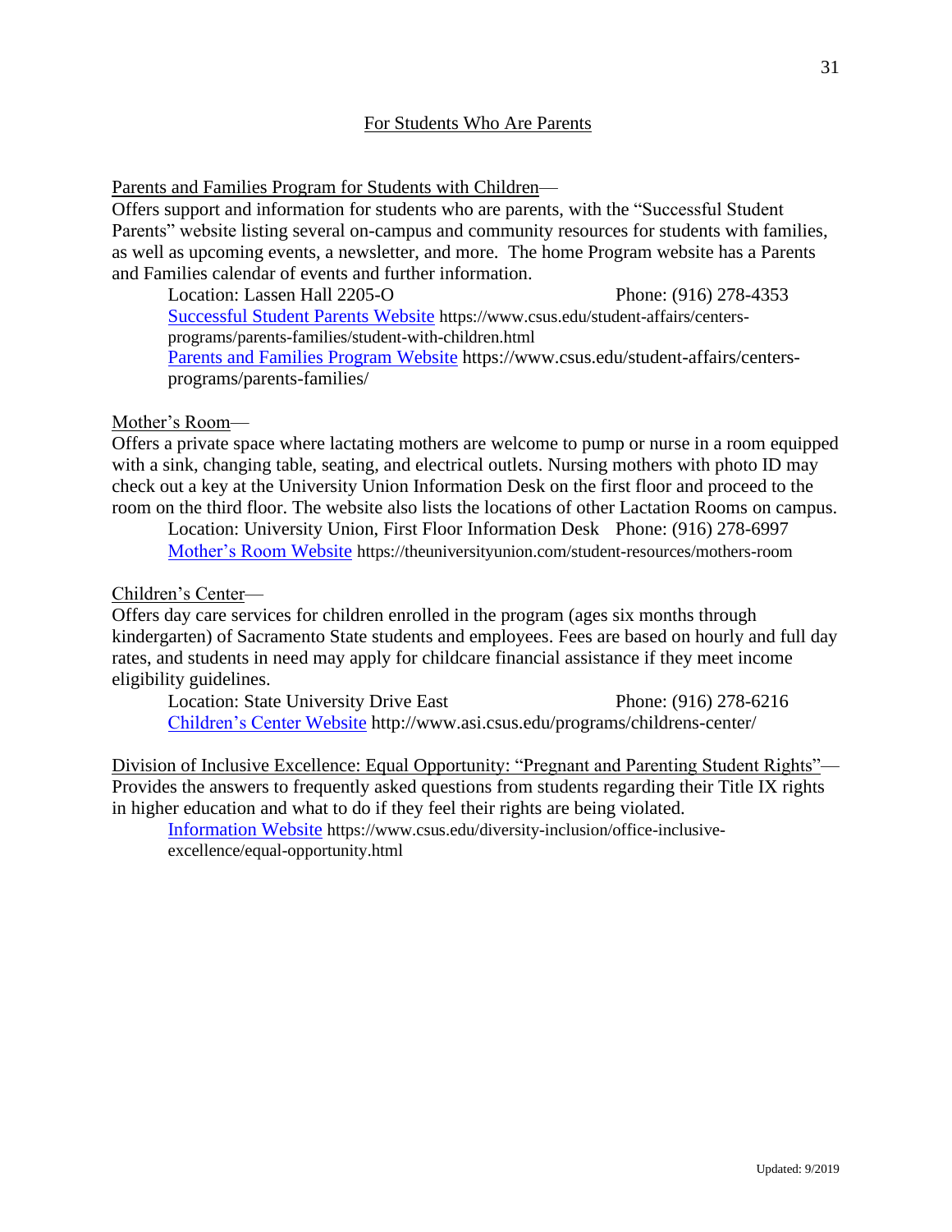## For Students Who Are Parents

Parents and Families Program for Students with Children—
Offers support and information for students who are parents, with the "Successful Student Parents" website listing several on-campus and community resources for students with families, as well as upcoming events, a newsletter, and more. The home Program website has a Parents and Families calendar of events and further information.

Location: Lassen Hall 2205-O Phone: (916) 278-4353
Successful Student Parents Website https://www.csus.edu/student-affairs/centers-programs/parents-families/student-with-children.html
Parents and Families Program Website https://www.csus.edu/student-affairs/centers-programs/parents-families/

Mother's Room—
Offers a private space where lactating mothers are welcome to pump or nurse in a room equipped with a sink, changing table, seating, and electrical outlets. Nursing mothers with photo ID may check out a key at the University Union Information Desk on the first floor and proceed to the room on the third floor. The website also lists the locations of other Lactation Rooms on campus.

Location: University Union, First Floor Information Desk Phone: (916) 278-6997
Mother's Room Website https://theuniversityunion.com/student-resources/mothers-room

Children's Center—
Offers day care services for children enrolled in the program (ages six months through kindergarten) of Sacramento State students and employees. Fees are based on hourly and full day rates, and students in need may apply for childcare financial assistance if they meet income eligibility guidelines.

Location: State University Drive East Phone: (916) 278-6216
Children's Center Website http://www.asi.csus.edu/programs/childrens-center/

Division of Inclusive Excellence: Equal Opportunity: "Pregnant and Parenting Student Rights"—
Provides the answers to frequently asked questions from students regarding their Title IX rights in higher education and what to do if they feel their rights are being violated.

Information Website https://www.csus.edu/diversity-inclusion/office-inclusive-excellence/equal-opportunity.html

Updated: 9/2019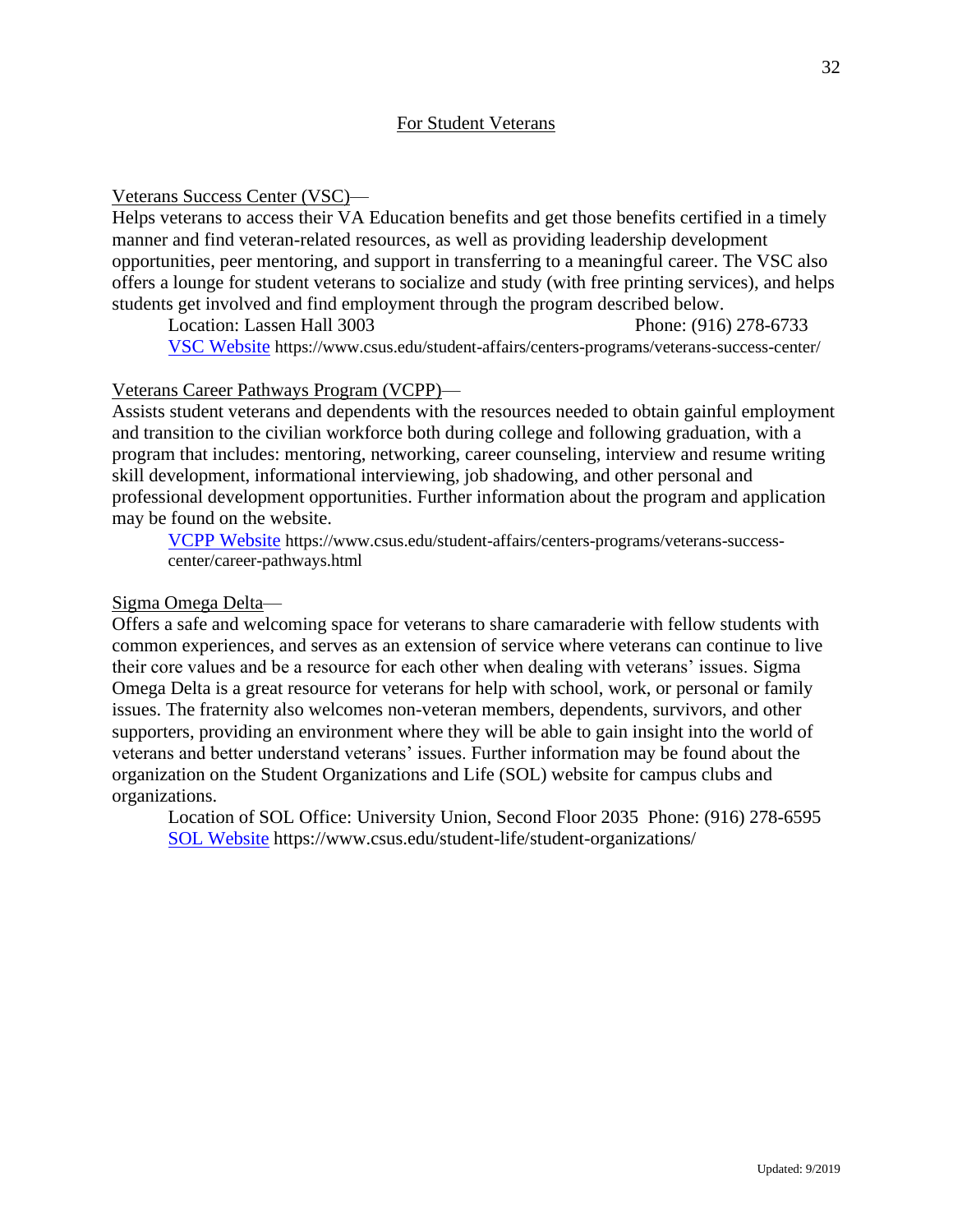## For Student Veterans

Veterans Success Center (VSC)—

Helps veterans to access their VA Education benefits and get those benefits certified in a timely manner and find veteran-related resources, as well as providing leadership development opportunities, peer mentoring, and support in transferring to a meaningful career. The VSC also offers a lounge for student veterans to socialize and study (with free printing services), and helps students get involved and find employment through the program described below.

Location: Lassen Hall 3003 Phone: (916) 278-6733

[VSC Website](https://www.csus.edu/student-affairs/centers-programs/veterans-success-center/) https://www.csus.edu/student-affairs/centers-programs/veterans-success-center/

Veterans Career Pathways Program (VCPP)—

Assists student veterans and dependents with the resources needed to obtain gainful employment and transition to the civilian workforce both during college and following graduation, with a program that includes: mentoring, networking, career counseling, interview and resume writing skill development, informational interviewing, job shadowing, and other personal and professional development opportunities. Further information about the program and application may be found on the website.

[VCPP Website](https://www.csus.edu/student-affairs/centers-programs/veterans-success-center/career-pathways.html) https://www.csus.edu/student-affairs/centers-programs/veterans-success-center/career-pathways.html

Sigma Omega Delta—

Offers a safe and welcoming space for veterans to share camaraderie with fellow students with common experiences, and serves as an extension of service where veterans can continue to live their core values and be a resource for each other when dealing with veterans' issues. Sigma Omega Delta is a great resource for veterans for help with school, work, or personal or family issues. The fraternity also welcomes non-veteran members, dependents, survivors, and other supporters, providing an environment where they will be able to gain insight into the world of veterans and better understand veterans' issues. Further information may be found about the organization on the Student Organizations and Life (SOL) website for campus clubs and organizations.

Location of SOL Office: University Union, Second Floor 2035 Phone: (916) 278-6595

[SOL Website](https://www.csus.edu/student-life/student-organizations/) https://www.csus.edu/student-life/student-organizations/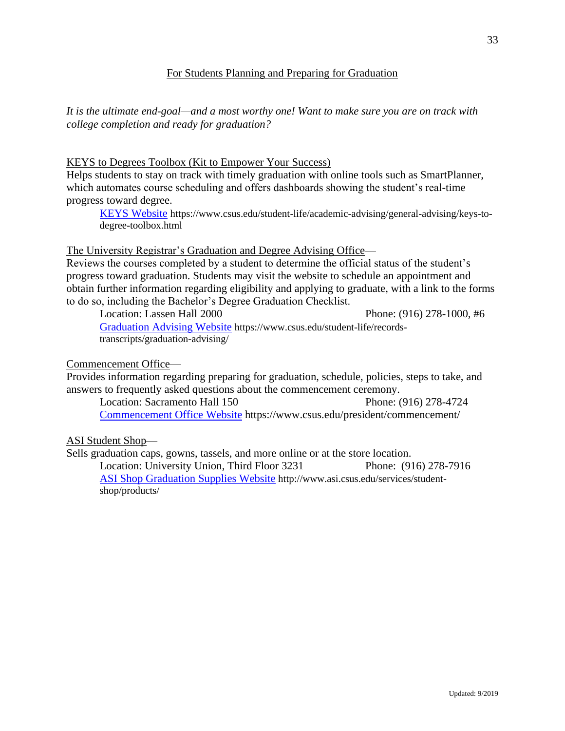## For Students Planning and Preparing for Graduation

*It is the ultimate end-goal—and a most worthy one! Want to make sure you are on track with college completion and ready for graduation?*

KEYS to Degrees Toolbox (Kit to Empower Your Success)—
Helps students to stay on track with timely graduation with online tools such as SmartPlanner, which automates course scheduling and offers dashboards showing the student's real-time progress toward degree.

> [KEYS Website](https://www.csus.edu/student-life/academic-advising/general-advising/keys-to-degree-toolbox.html) https://www.csus.edu/student-life/academic-advising/general-advising/keys-to-degree-toolbox.html

The University Registrar's Graduation and Degree Advising Office—
Reviews the courses completed by a student to determine the official status of the student's progress toward graduation. Students may visit the website to schedule an appointment and obtain further information regarding eligibility and applying to graduate, with a link to the forms to do so, including the Bachelor's Degree Graduation Checklist.

> Location: Lassen Hall 2000 Phone: (916) 278-1000, #6
> [Graduation Advising Website](https://www.csus.edu/student-life/records-transcripts/graduation-advising/) https://www.csus.edu/student-life/records-transcripts/graduation-advising/

Commencement Office—
Provides information regarding preparing for graduation, schedule, policies, steps to take, and answers to frequently asked questions about the commencement ceremony.

> Location: Sacramento Hall 150 Phone: (916) 278-4724
> [Commencement Office Website](https://www.csus.edu/president/commencement/) https://www.csus.edu/president/commencement/

ASI Student Shop—
Sells graduation caps, gowns, tassels, and more online or at the store location.

> Location: University Union, Third Floor 3231 Phone: (916) 278-7916
> [ASI Shop Graduation Supplies Website](http://www.asi.csus.edu/services/student-shop/products/) http://www.asi.csus.edu/services/student-shop/products/

Updated: 9/2019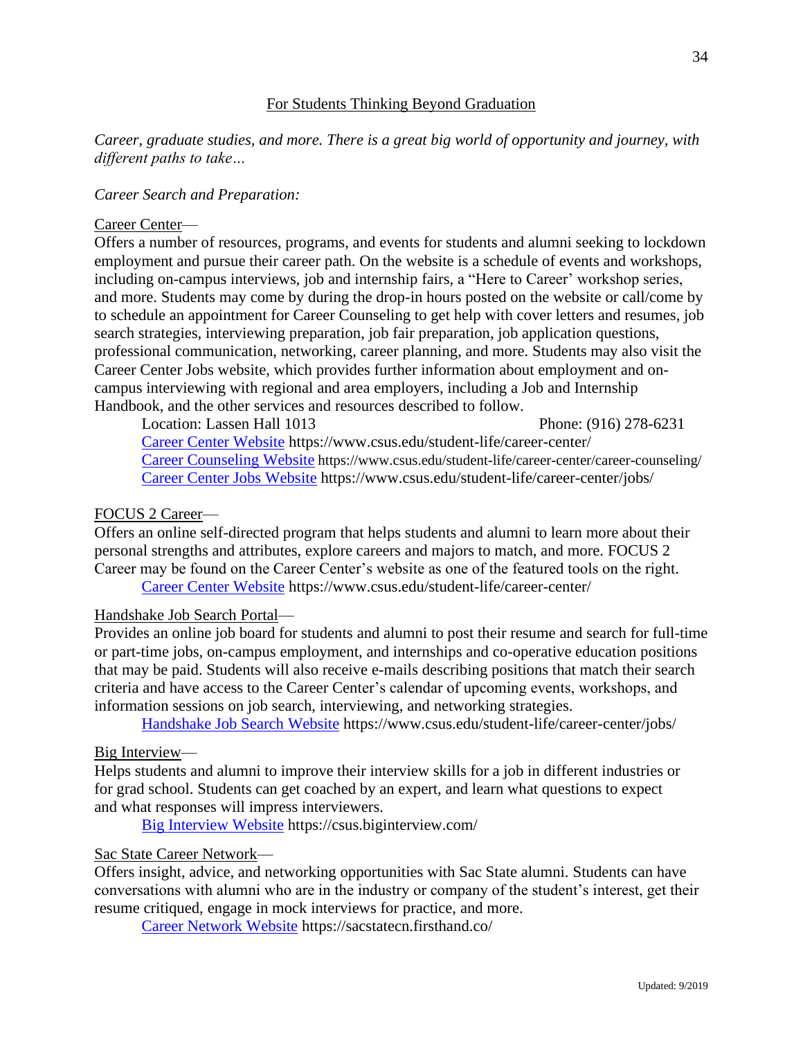## For Students Thinking Beyond Graduation

*Career, graduate studies, and more. There is a great big world of opportunity and journey, with different paths to take…*

*Career Search and Preparation:*

Career Center—
Offers a number of resources, programs, and events for students and alumni seeking to lockdown employment and pursue their career path. On the website is a schedule of events and workshops, including on-campus interviews, job and internship fairs, a "Here to Career' workshop series, and more. Students may come by during the drop-in hours posted on the website or call/come by to schedule an appointment for Career Counseling to get help with cover letters and resumes, job search strategies, interviewing preparation, job fair preparation, job application questions, professional communication, networking, career planning, and more. Students may also visit the Career Center Jobs website, which provides further information about employment and on-campus interviewing with regional and area employers, including a Job and Internship Handbook, and the other services and resources described to follow.

Location: Lassen Hall 1013 Phone: (916) 278-6231
[Career Center Website](https://www.csus.edu/student-life/career-center/) https://www.csus.edu/student-life/career-center/
[Career Counseling Website](https://www.csus.edu/student-life/career-center/career-counseling/) https://www.csus.edu/student-life/career-center/career-counseling/
[Career Center Jobs Website](https://www.csus.edu/student-life/career-center/jobs/) https://www.csus.edu/student-life/career-center/jobs/

FOCUS 2 Career—
Offers an online self-directed program that helps students and alumni to learn more about their personal strengths and attributes, explore careers and majors to match, and more. FOCUS 2 Career may be found on the Career Center's website as one of the featured tools on the right.
[Career Center Website](https://www.csus.edu/student-life/career-center/) https://www.csus.edu/student-life/career-center/

Handshake Job Search Portal—
Provides an online job board for students and alumni to post their resume and search for full-time or part-time jobs, on-campus employment, and internships and co-operative education positions that may be paid. Students will also receive e-mails describing positions that match their search criteria and have access to the Career Center's calendar of upcoming events, workshops, and information sessions on job search, interviewing, and networking strategies.
[Handshake Job Search Website](https://www.csus.edu/student-life/career-center/jobs/) https://www.csus.edu/student-life/career-center/jobs/

Big Interview—
Helps students and alumni to improve their interview skills for a job in different industries or for grad school. Students can get coached by an expert, and learn what questions to expect and what responses will impress interviewers.
[Big Interview Website](https://csus.biginterview.com/) https://csus.biginterview.com/

Sac State Career Network—
Offers insight, advice, and networking opportunities with Sac State alumni. Students can have conversations with alumni who are in the industry or company of the student's interest, get their resume critiqued, engage in mock interviews for practice, and more.
[Career Network Website](https://sacstatecn.firsthand.co/) https://sacstatecn.firsthand.co/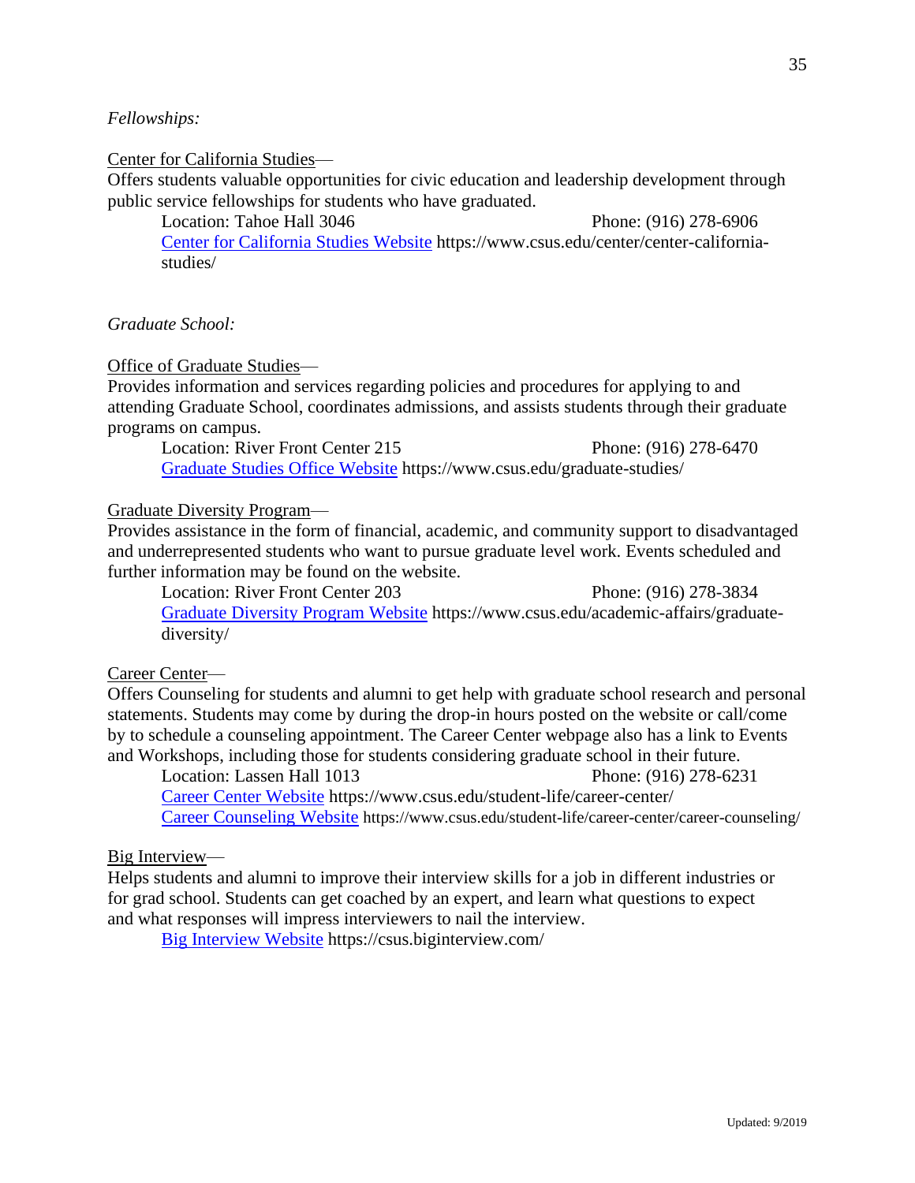*Fellowships:*

Center for California Studies—
Offers students valuable opportunities for civic education and leadership development through public service fellowships for students who have graduated.

Location: Tahoe Hall 3046 Phone: (916) 278-6906
[Center for California Studies Website](https://www.csus.edu/center/center-california-studies/) https://www.csus.edu/center/center-california-studies/

*Graduate School:*

Office of Graduate Studies—
Provides information and services regarding policies and procedures for applying to and attending Graduate School, coordinates admissions, and assists students through their graduate programs on campus.

Location: River Front Center 215 Phone: (916) 278-6470
[Graduate Studies Office Website](https://www.csus.edu/graduate-studies/) https://www.csus.edu/graduate-studies/

Graduate Diversity Program—
Provides assistance in the form of financial, academic, and community support to disadvantaged and underrepresented students who want to pursue graduate level work. Events scheduled and further information may be found on the website.

Location: River Front Center 203 Phone: (916) 278-3834
[Graduate Diversity Program Website](https://www.csus.edu/academic-affairs/graduate-diversity/) https://www.csus.edu/academic-affairs/graduate-diversity/

Career Center—
Offers Counseling for students and alumni to get help with graduate school research and personal statements. Students may come by during the drop-in hours posted on the website or call/come by to schedule a counseling appointment. The Career Center webpage also has a link to Events and Workshops, including those for students considering graduate school in their future.

Location: Lassen Hall 1013 Phone: (916) 278-6231
[Career Center Website](https://www.csus.edu/student-life/career-center/) https://www.csus.edu/student-life/career-center/
[Career Counseling Website](https://www.csus.edu/student-life/career-center/career-counseling/) https://www.csus.edu/student-life/career-center/career-counseling/

Big Interview—
Helps students and alumni to improve their interview skills for a job in different industries or for grad school. Students can get coached by an expert, and learn what questions to expect and what responses will impress interviewers to nail the interview.

[Big Interview Website](https://csus.biginterview.com/) https://csus.biginterview.com/

Updated: 9/2019